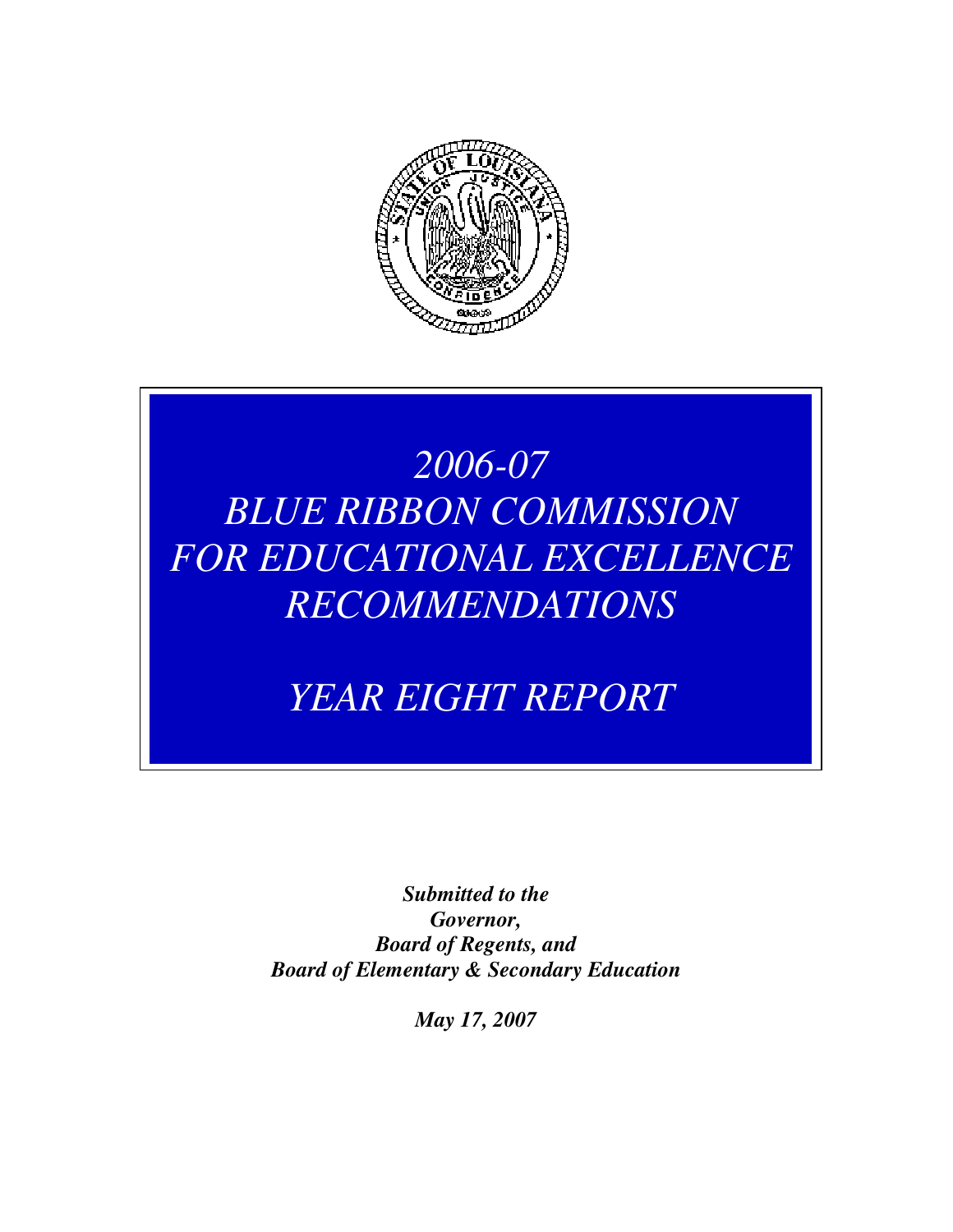# *2006-07*
# *BLUE RIBBON COMMISSION FOR EDUCATIONAL EXCELLENCE RECOMMENDATIONS*

## *YEAR EIGHT REPORT*

***Submitted to the***
***Governor,***
***Board of Regents, and***
***Board of Elementary & Secondary Education***

***May 17, 2007***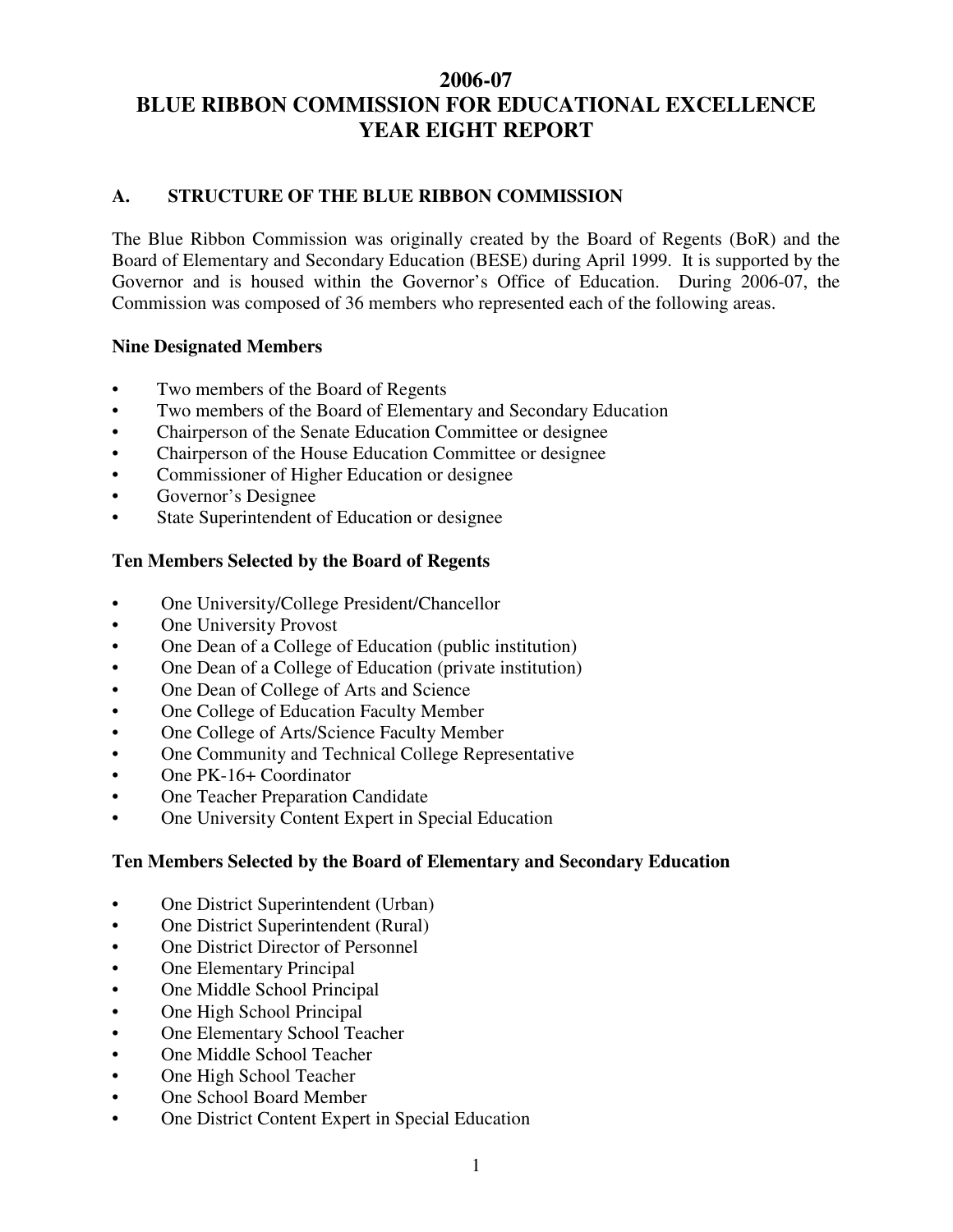# 2006-07
# BLUE RIBBON COMMISSION FOR EDUCATIONAL EXCELLENCE
# YEAR EIGHT REPORT

## A. STRUCTURE OF THE BLUE RIBBON COMMISSION

The Blue Ribbon Commission was originally created by the Board of Regents (BoR) and the Board of Elementary and Secondary Education (BESE) during April 1999. It is supported by the Governor and is housed within the Governor's Office of Education. During 2006-07, the Commission was composed of 36 members who represented each of the following areas.

**Nine Designated Members**

- Two members of the Board of Regents
- Two members of the Board of Elementary and Secondary Education
- Chairperson of the Senate Education Committee or designee
- Chairperson of the House Education Committee or designee
- Commissioner of Higher Education or designee
- Governor's Designee
- State Superintendent of Education or designee

**Ten Members Selected by the Board of Regents**

- One University/College President/Chancellor
- One University Provost
- One Dean of a College of Education (public institution)
- One Dean of a College of Education (private institution)
- One Dean of College of Arts and Science
- One College of Education Faculty Member
- One College of Arts/Science Faculty Member
- One Community and Technical College Representative
- One PK-16+ Coordinator
- One Teacher Preparation Candidate
- One University Content Expert in Special Education

**Ten Members Selected by the Board of Elementary and Secondary Education**

- One District Superintendent (Urban)
- One District Superintendent (Rural)
- One District Director of Personnel
- One Elementary Principal
- One Middle School Principal
- One High School Principal
- One Elementary School Teacher
- One Middle School Teacher
- One High School Teacher
- One School Board Member
- One District Content Expert in Special Education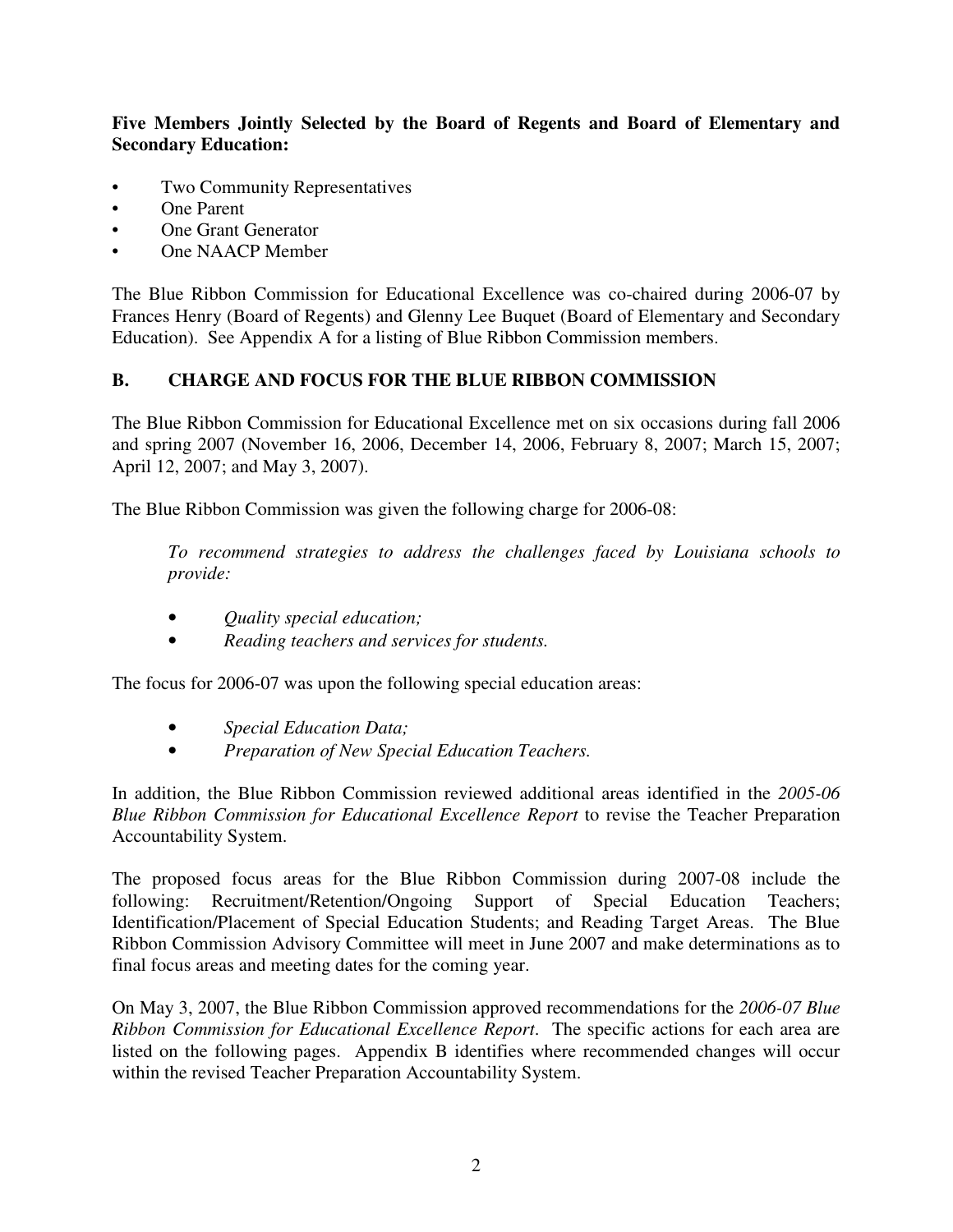**Five Members Jointly Selected by the Board of Regents and Board of Elementary and Secondary Education:**

- Two Community Representatives
- One Parent
- One Grant Generator
- One NAACP Member

The Blue Ribbon Commission for Educational Excellence was co-chaired during 2006-07 by Frances Henry (Board of Regents) and Glenny Lee Buquet (Board of Elementary and Secondary Education). See Appendix A for a listing of Blue Ribbon Commission members.

## B. CHARGE AND FOCUS FOR THE BLUE RIBBON COMMISSION

The Blue Ribbon Commission for Educational Excellence met on six occasions during fall 2006 and spring 2007 (November 16, 2006, December 14, 2006, February 8, 2007; March 15, 2007; April 12, 2007; and May 3, 2007).

The Blue Ribbon Commission was given the following charge for 2006-08:

> *To recommend strategies to address the challenges faced by Louisiana schools to provide:*
>
> - *Quality special education;*
> - *Reading teachers and services for students.*

The focus for 2006-07 was upon the following special education areas:

- *Special Education Data;*
- *Preparation of New Special Education Teachers.*

In addition, the Blue Ribbon Commission reviewed additional areas identified in the *2005-06 Blue Ribbon Commission for Educational Excellence Report* to revise the Teacher Preparation Accountability System.

The proposed focus areas for the Blue Ribbon Commission during 2007-08 include the following: Recruitment/Retention/Ongoing Support of Special Education Teachers; Identification/Placement of Special Education Students; and Reading Target Areas. The Blue Ribbon Commission Advisory Committee will meet in June 2007 and make determinations as to final focus areas and meeting dates for the coming year.

On May 3, 2007, the Blue Ribbon Commission approved recommendations for the *2006-07 Blue Ribbon Commission for Educational Excellence Report*. The specific actions for each area are listed on the following pages. Appendix B identifies where recommended changes will occur within the revised Teacher Preparation Accountability System.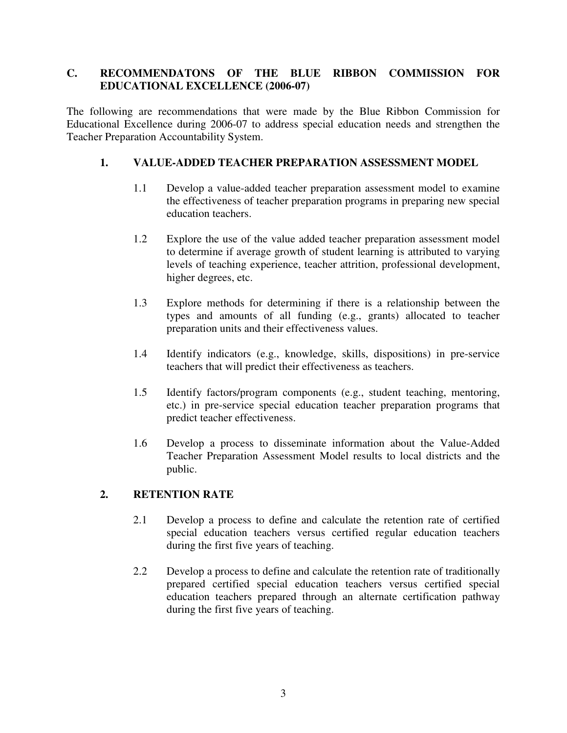## C. RECOMMENDATONS OF THE BLUE RIBBON COMMISSION FOR EDUCATIONAL EXCELLENCE (2006-07)

The following are recommendations that were made by the Blue Ribbon Commission for Educational Excellence during 2006-07 to address special education needs and strengthen the Teacher Preparation Accountability System.

### 1. VALUE-ADDED TEACHER PREPARATION ASSESSMENT MODEL

1.1 Develop a value-added teacher preparation assessment model to examine the effectiveness of teacher preparation programs in preparing new special education teachers.

1.2 Explore the use of the value added teacher preparation assessment model to determine if average growth of student learning is attributed to varying levels of teaching experience, teacher attrition, professional development, higher degrees, etc.

1.3 Explore methods for determining if there is a relationship between the types and amounts of all funding (e.g., grants) allocated to teacher preparation units and their effectiveness values.

1.4 Identify indicators (e.g., knowledge, skills, dispositions) in pre-service teachers that will predict their effectiveness as teachers.

1.5 Identify factors/program components (e.g., student teaching, mentoring, etc.) in pre-service special education teacher preparation programs that predict teacher effectiveness.

1.6 Develop a process to disseminate information about the Value-Added Teacher Preparation Assessment Model results to local districts and the public.

### 2. RETENTION RATE

2.1 Develop a process to define and calculate the retention rate of certified special education teachers versus certified regular education teachers during the first five years of teaching.

2.2 Develop a process to define and calculate the retention rate of traditionally prepared certified special education teachers versus certified special education teachers prepared through an alternate certification pathway during the first five years of teaching.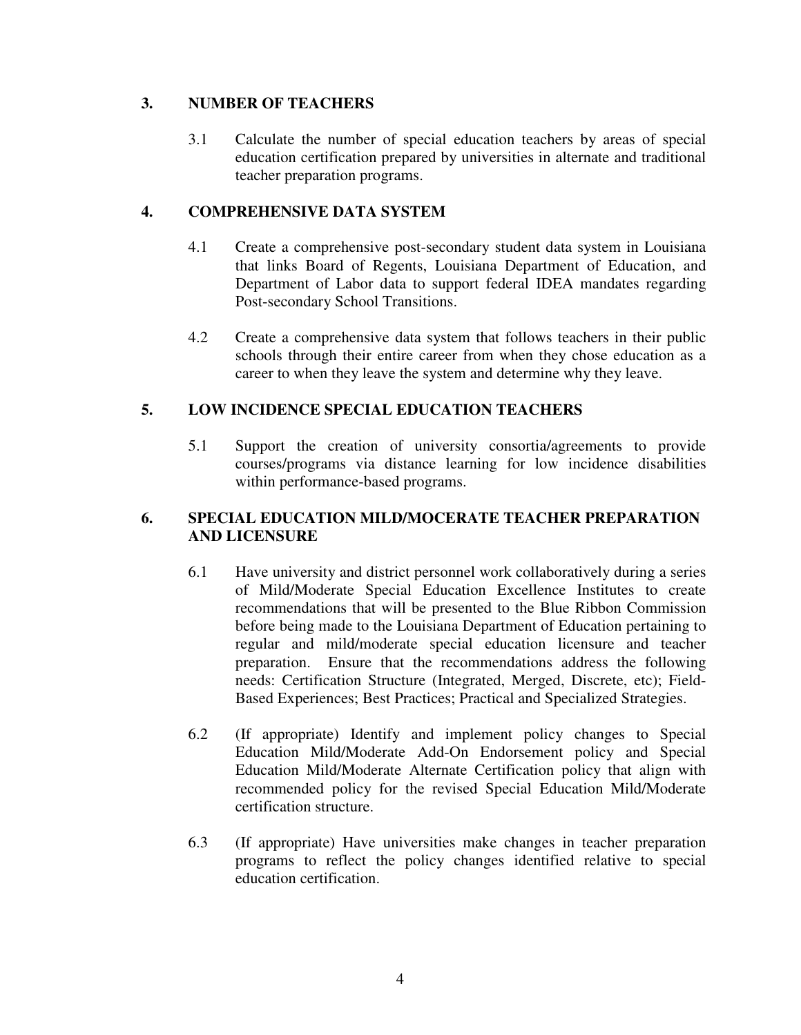## 3. NUMBER OF TEACHERS

3.1 Calculate the number of special education teachers by areas of special education certification prepared by universities in alternate and traditional teacher preparation programs.

## 4. COMPREHENSIVE DATA SYSTEM

4.1 Create a comprehensive post-secondary student data system in Louisiana that links Board of Regents, Louisiana Department of Education, and Department of Labor data to support federal IDEA mandates regarding Post-secondary School Transitions.

4.2 Create a comprehensive data system that follows teachers in their public schools through their entire career from when they chose education as a career to when they leave the system and determine why they leave.

## 5. LOW INCIDENCE SPECIAL EDUCATION TEACHERS

5.1 Support the creation of university consortia/agreements to provide courses/programs via distance learning for low incidence disabilities within performance-based programs.

## 6. SPECIAL EDUCATION MILD/MOCERATE TEACHER PREPARATION AND LICENSURE

6.1 Have university and district personnel work collaboratively during a series of Mild/Moderate Special Education Excellence Institutes to create recommendations that will be presented to the Blue Ribbon Commission before being made to the Louisiana Department of Education pertaining to regular and mild/moderate special education licensure and teacher preparation. Ensure that the recommendations address the following needs: Certification Structure (Integrated, Merged, Discrete, etc); Field-Based Experiences; Best Practices; Practical and Specialized Strategies.

6.2 (If appropriate) Identify and implement policy changes to Special Education Mild/Moderate Add-On Endorsement policy and Special Education Mild/Moderate Alternate Certification policy that align with recommended policy for the revised Special Education Mild/Moderate certification structure.

6.3 (If appropriate) Have universities make changes in teacher preparation programs to reflect the policy changes identified relative to special education certification.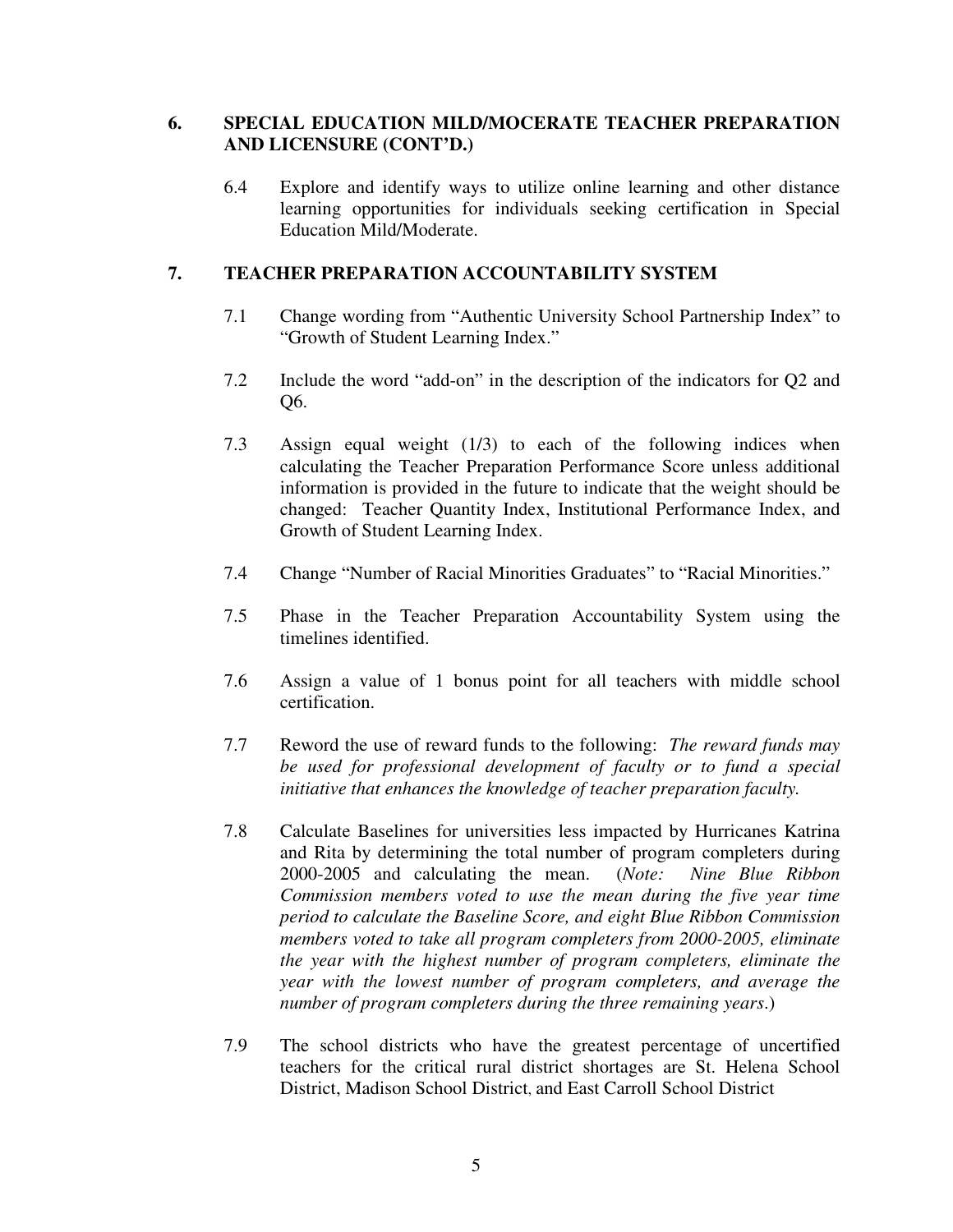## 6. SPECIAL EDUCATION MILD/MOCERATE TEACHER PREPARATION AND LICENSURE (CONT'D.)

6.4 Explore and identify ways to utilize online learning and other distance learning opportunities for individuals seeking certification in Special Education Mild/Moderate.

## 7. TEACHER PREPARATION ACCOUNTABILITY SYSTEM

7.1 Change wording from "Authentic University School Partnership Index" to "Growth of Student Learning Index."

7.2 Include the word "add-on" in the description of the indicators for Q2 and Q6.

7.3 Assign equal weight (1/3) to each of the following indices when calculating the Teacher Preparation Performance Score unless additional information is provided in the future to indicate that the weight should be changed: Teacher Quantity Index, Institutional Performance Index, and Growth of Student Learning Index.

7.4 Change "Number of Racial Minorities Graduates" to "Racial Minorities."

7.5 Phase in the Teacher Preparation Accountability System using the timelines identified.

7.6 Assign a value of 1 bonus point for all teachers with middle school certification.

7.7 Reword the use of reward funds to the following: *The reward funds may be used for professional development of faculty or to fund a special initiative that enhances the knowledge of teacher preparation faculty.*

7.8 Calculate Baselines for universities less impacted by Hurricanes Katrina and Rita by determining the total number of program completers during 2000-2005 and calculating the mean. (*Note: Nine Blue Ribbon Commission members voted to use the mean during the five year time period to calculate the Baseline Score, and eight Blue Ribbon Commission members voted to take all program completers from 2000-2005, eliminate the year with the highest number of program completers, eliminate the year with the lowest number of program completers, and average the number of program completers during the three remaining years*.)

7.9 The school districts who have the greatest percentage of uncertified teachers for the critical rural district shortages are St. Helena School District, Madison School District, and East Carroll School District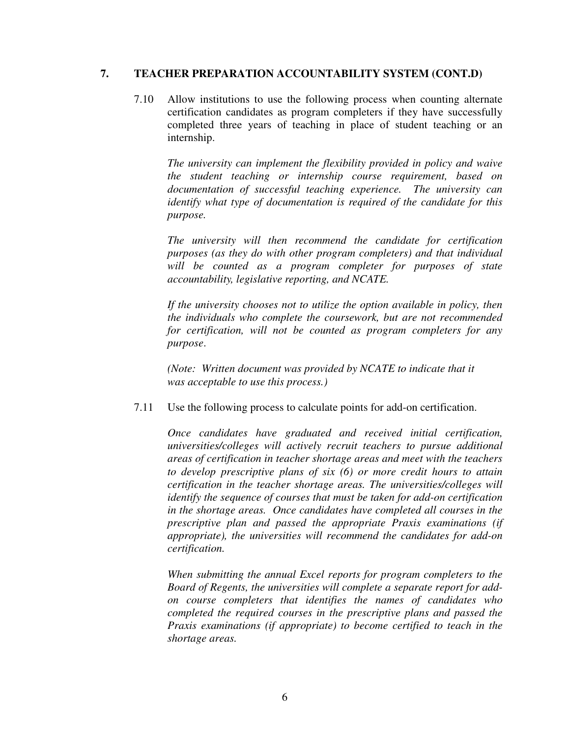## 7. TEACHER PREPARATION ACCOUNTABILITY SYSTEM (CONT.D)

7.10 Allow institutions to use the following process when counting alternate certification candidates as program completers if they have successfully completed three years of teaching in place of student teaching or an internship.

*The university can implement the flexibility provided in policy and waive the student teaching or internship course requirement, based on documentation of successful teaching experience. The university can identify what type of documentation is required of the candidate for this purpose.*

*The university will then recommend the candidate for certification purposes (as they do with other program completers) and that individual will be counted as a program completer for purposes of state accountability, legislative reporting, and NCATE.*

*If the university chooses not to utilize the option available in policy, then the individuals who complete the coursework, but are not recommended for certification, will not be counted as program completers for any purpose*.

*(Note: Written document was provided by NCATE to indicate that it was acceptable to use this process.)*

7.11 Use the following process to calculate points for add-on certification.

*Once candidates have graduated and received initial certification, universities/colleges will actively recruit teachers to pursue additional areas of certification in teacher shortage areas and meet with the teachers to develop prescriptive plans of six (6) or more credit hours to attain certification in the teacher shortage areas. The universities/colleges will identify the sequence of courses that must be taken for add-on certification in the shortage areas. Once candidates have completed all courses in the prescriptive plan and passed the appropriate Praxis examinations (if appropriate), the universities will recommend the candidates for add-on certification.*

*When submitting the annual Excel reports for program completers to the Board of Regents, the universities will complete a separate report for add-on course completers that identifies the names of candidates who completed the required courses in the prescriptive plans and passed the Praxis examinations (if appropriate) to become certified to teach in the shortage areas.*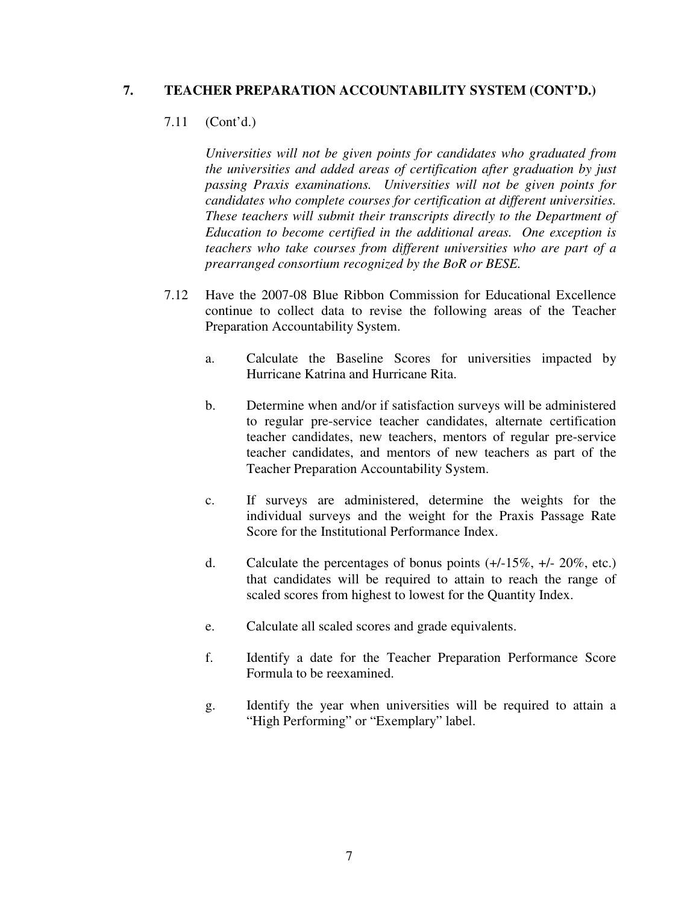## 7. TEACHER PREPARATION ACCOUNTABILITY SYSTEM (CONT'D.)

7.11 (Cont'd.)

*Universities will not be given points for candidates who graduated from the universities and added areas of certification after graduation by just passing Praxis examinations. Universities will not be given points for candidates who complete courses for certification at different universities. These teachers will submit their transcripts directly to the Department of Education to become certified in the additional areas. One exception is teachers who take courses from different universities who are part of a prearranged consortium recognized by the BoR or BESE.*

7.12 Have the 2007-08 Blue Ribbon Commission for Educational Excellence continue to collect data to revise the following areas of the Teacher Preparation Accountability System.

a. Calculate the Baseline Scores for universities impacted by Hurricane Katrina and Hurricane Rita.

b. Determine when and/or if satisfaction surveys will be administered to regular pre-service teacher candidates, alternate certification teacher candidates, new teachers, mentors of regular pre-service teacher candidates, and mentors of new teachers as part of the Teacher Preparation Accountability System.

c. If surveys are administered, determine the weights for the individual surveys and the weight for the Praxis Passage Rate Score for the Institutional Performance Index.

d. Calculate the percentages of bonus points (+/-15%, +/- 20%, etc.) that candidates will be required to attain to reach the range of scaled scores from highest to lowest for the Quantity Index.

e. Calculate all scaled scores and grade equivalents.

f. Identify a date for the Teacher Preparation Performance Score Formula to be reexamined.

g. Identify the year when universities will be required to attain a "High Performing" or "Exemplary" label.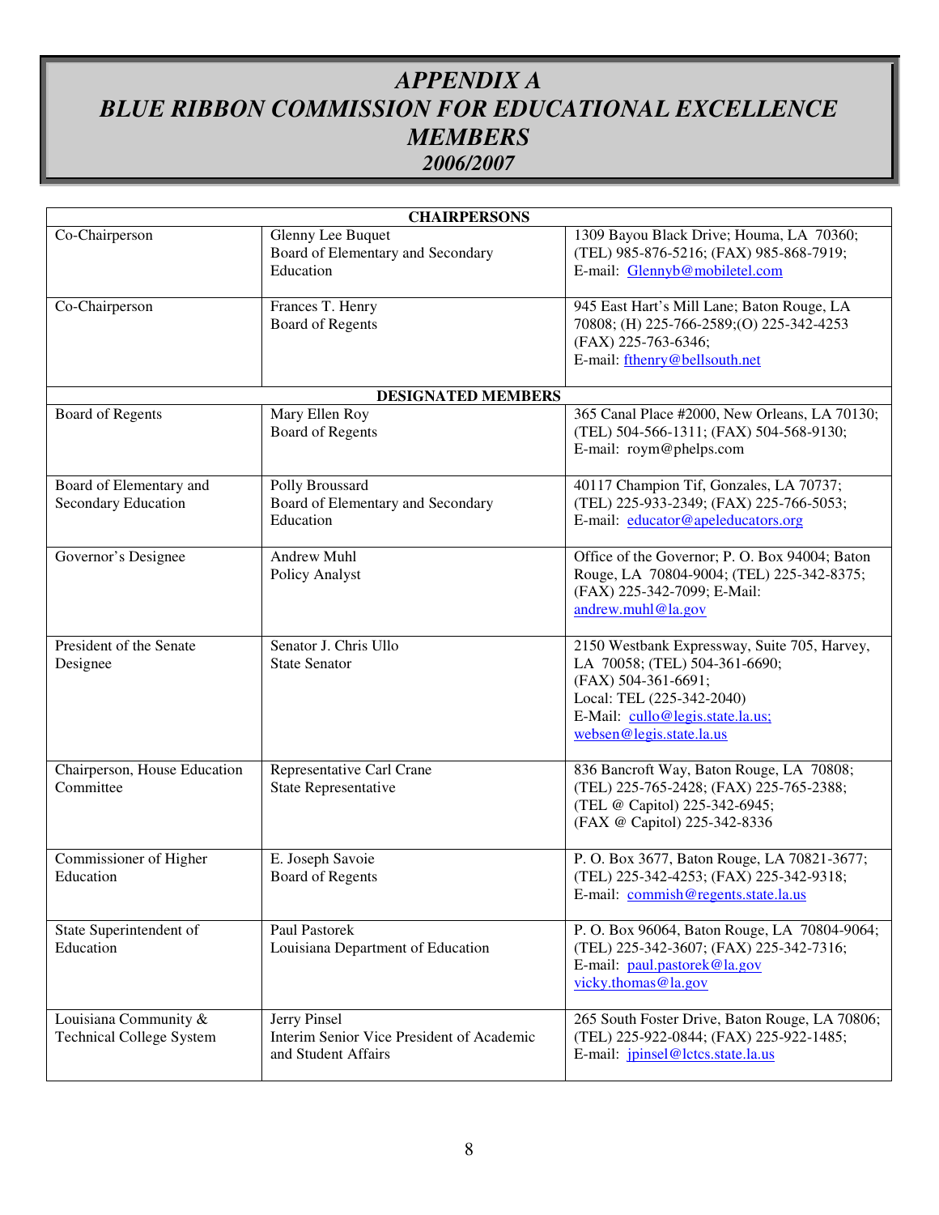# *APPENDIX A*
# *BLUE RIBBON COMMISSION FOR EDUCATIONAL EXCELLENCE MEMBERS*
## *2006/2007*

| **CHAIRPERSONS** | | |
|---|---|---|
| Co-Chairperson | Glenny Lee Buquet<br>Board of Elementary and Secondary Education | 1309 Bayou Black Drive; Houma, LA 70360; (TEL) 985-876-5216; (FAX) 985-868-7919; E-mail: Glennyb@mobiletel.com |
| Co-Chairperson | Frances T. Henry<br>Board of Regents | 945 East Hart's Mill Lane; Baton Rouge, LA 70808; (H) 225-766-2589;(O) 225-342-4253 (FAX) 225-763-6346; E-mail: fthenry@bellsouth.net |
| **DESIGNATED MEMBERS** | | |
| Board of Regents | Mary Ellen Roy<br>Board of Regents | 365 Canal Place #2000, New Orleans, LA 70130; (TEL) 504-566-1311; (FAX) 504-568-9130; E-mail: roym@phelps.com |
| Board of Elementary and Secondary Education | Polly Broussard<br>Board of Elementary and Secondary Education | 40117 Champion Tif, Gonzales, LA 70737; (TEL) 225-933-2349; (FAX) 225-766-5053; E-mail: educator@apeleducators.org |
| Governor's Designee | Andrew Muhl<br>Policy Analyst | Office of the Governor; P. O. Box 94004; Baton Rouge, LA 70804-9004; (TEL) 225-342-8375; (FAX) 225-342-7099; E-Mail: andrew.muhl@la.gov |
| President of the Senate Designee | Senator J. Chris Ullo<br>State Senator | 2150 Westbank Expressway, Suite 705, Harvey, LA 70058; (TEL) 504-361-6690; (FAX) 504-361-6691; Local: TEL (225-342-2040) E-Mail: cullo@legis.state.la.us; websen@legis.state.la.us |
| Chairperson, House Education Committee | Representative Carl Crane<br>State Representative | 836 Bancroft Way, Baton Rouge, LA 70808; (TEL) 225-765-2428; (FAX) 225-765-2388; (TEL @ Capitol) 225-342-6945; (FAX @ Capitol) 225-342-8336 |
| Commissioner of Higher Education | E. Joseph Savoie<br>Board of Regents | P. O. Box 3677, Baton Rouge, LA 70821-3677; (TEL) 225-342-4253; (FAX) 225-342-9318; E-mail: commish@regents.state.la.us |
| State Superintendent of Education | Paul Pastorek<br>Louisiana Department of Education | P. O. Box 96064, Baton Rouge, LA 70804-9064; (TEL) 225-342-3607; (FAX) 225-342-7316; E-mail: paul.pastorek@la.gov vicky.thomas@la.gov |
| Louisiana Community & Technical College System | Jerry Pinsel<br>Interim Senior Vice President of Academic and Student Affairs | 265 South Foster Drive, Baton Rouge, LA 70806; (TEL) 225-922-0844; (FAX) 225-922-1485; E-mail: jpinsel@lctcs.state.la.us |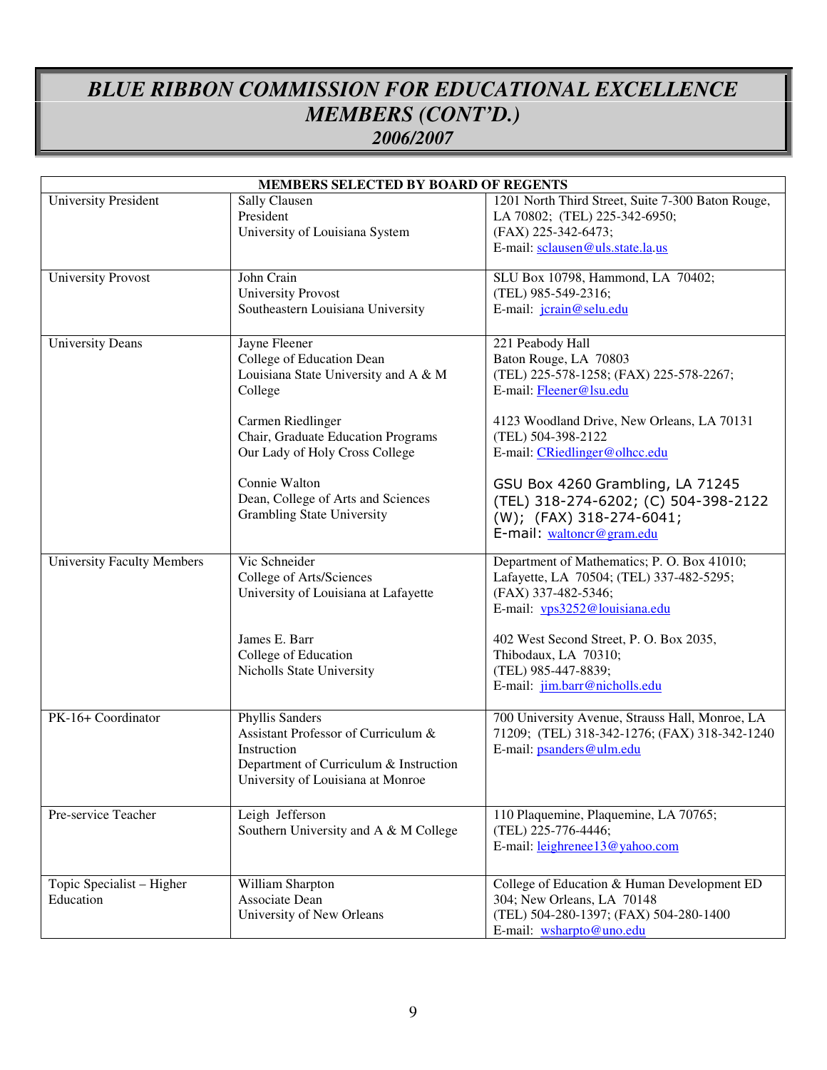# *BLUE RIBBON COMMISSION FOR EDUCATIONAL EXCELLENCE MEMBERS (CONT'D.)*
## *2006/2007*

| MEMBERS SELECTED BY BOARD OF REGENTS | | |
|---|---|---|
| University President | Sally Clausen<br>President<br>University of Louisiana System | 1201 North Third Street, Suite 7-300 Baton Rouge, LA 70802; (TEL) 225-342-6950;<br>(FAX) 225-342-6473;<br>E-mail: sclausen@uls.state.la.us |
| University Provost | John Crain<br>University Provost<br>Southeastern Louisiana University | SLU Box 10798, Hammond, LA 70402;<br>(TEL) 985-549-2316;<br>E-mail: jcrain@selu.edu |
| University Deans | Jayne Fleener<br>College of Education Dean<br>Louisiana State University and A & M College<br><br>Carmen Riedlinger<br>Chair, Graduate Education Programs<br>Our Lady of Holy Cross College<br><br>Connie Walton<br>Dean, College of Arts and Sciences<br>Grambling State University | 221 Peabody Hall<br>Baton Rouge, LA 70803<br>(TEL) 225-578-1258; (FAX) 225-578-2267;<br>E-mail: Fleener@lsu.edu<br><br>4123 Woodland Drive, New Orleans, LA 70131<br>(TEL) 504-398-2122<br>E-mail: CRiedlinger@olhcc.edu<br><br>GSU Box 4260 Grambling, LA 71245<br>(TEL) 318-274-6202; (C) 504-398-2122 (W); (FAX) 318-274-6041;<br>E-mail: waltoncr@gram.edu |
| University Faculty Members | Vic Schneider<br>College of Arts/Sciences<br>University of Louisiana at Lafayette<br><br>James E. Barr<br>College of Education<br>Nicholls State University | Department of Mathematics; P. O. Box 41010; Lafayette, LA 70504; (TEL) 337-482-5295;<br>(FAX) 337-482-5346;<br>E-mail: vps3252@louisiana.edu<br><br>402 West Second Street, P. O. Box 2035, Thibodaux, LA 70310;<br>(TEL) 985-447-8839;<br>E-mail: jim.barr@nicholls.edu |
| PK-16+ Coordinator | Phyllis Sanders<br>Assistant Professor of Curriculum & Instruction<br>Department of Curriculum & Instruction<br>University of Louisiana at Monroe | 700 University Avenue, Strauss Hall, Monroe, LA 71209; (TEL) 318-342-1276; (FAX) 318-342-1240<br>E-mail: psanders@ulm.edu |
| Pre-service Teacher | Leigh Jefferson<br>Southern University and A & M College | 110 Plaquemine, Plaquemine, LA 70765;<br>(TEL) 225-776-4446;<br>E-mail: leighrenee13@yahoo.com |
| Topic Specialist – Higher Education | William Sharpton<br>Associate Dean<br>University of New Orleans | College of Education & Human Development ED 304; New Orleans, LA 70148<br>(TEL) 504-280-1397; (FAX) 504-280-1400<br>E-mail: wsharpto@uno.edu |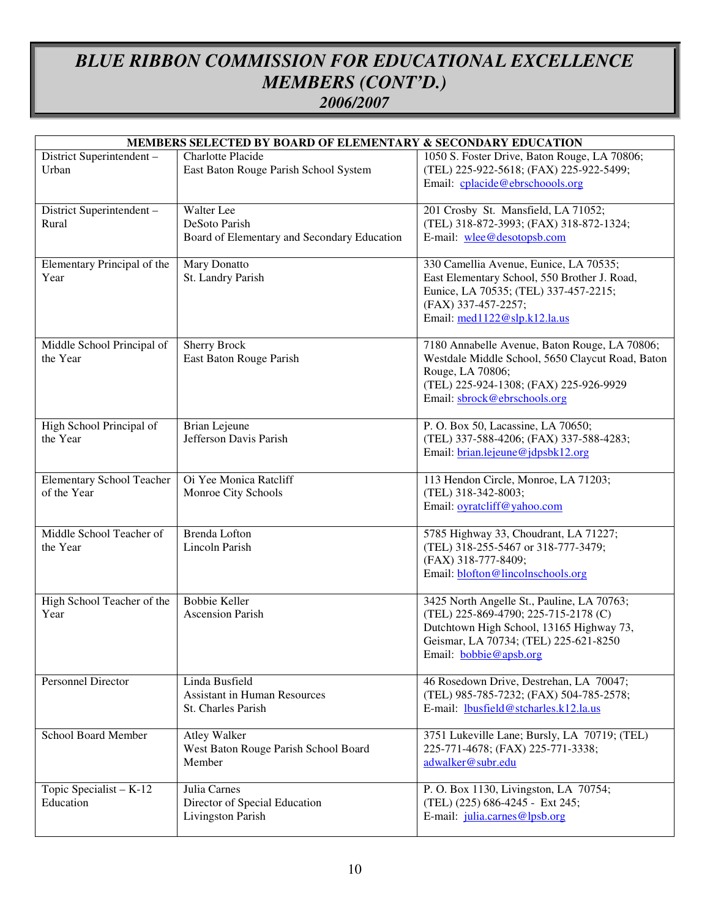# *BLUE RIBBON COMMISSION FOR EDUCATIONAL EXCELLENCE MEMBERS (CONT'D.)*

## *2006/2007*

| MEMBERS SELECTED BY BOARD OF ELEMENTARY & SECONDARY EDUCATION | | |
|---|---|---|
| District Superintendent – Urban | Charlotte Placide<br>East Baton Rouge Parish School System | 1050 S. Foster Drive, Baton Rouge, LA 70806;<br>(TEL) 225-922-5618; (FAX) 225-922-5499;<br>Email: cplacide@ebrschoools.org |
| District Superintendent – Rural | Walter Lee<br>DeSoto Parish<br>Board of Elementary and Secondary Education | 201 Crosby St. Mansfield, LA 71052;<br>(TEL) 318-872-3993; (FAX) 318-872-1324;<br>E-mail: wlee@desotopsb.com |
| Elementary Principal of the Year | Mary Donatto<br>St. Landry Parish | 330 Camellia Avenue, Eunice, LA 70535;<br>East Elementary School, 550 Brother J. Road, Eunice, LA 70535; (TEL) 337-457-2215;<br>(FAX) 337-457-2257;<br>Email: med1122@slp.k12.la.us |
| Middle School Principal of the Year | Sherry Brock<br>East Baton Rouge Parish | 7180 Annabelle Avenue, Baton Rouge, LA 70806;<br>Westdale Middle School, 5650 Claycut Road, Baton Rouge, LA 70806;<br>(TEL) 225-924-1308; (FAX) 225-926-9929<br>Email: sbrock@ebrschools.org |
| High School Principal of the Year | Brian Lejeune<br>Jefferson Davis Parish | P. O. Box 50, Lacassine, LA 70650;<br>(TEL) 337-588-4206; (FAX) 337-588-4283;<br>Email: brian.lejeune@jdpsbk12.org |
| Elementary School Teacher of the Year | Oi Yee Monica Ratcliff<br>Monroe City Schools | 113 Hendon Circle, Monroe, LA 71203;<br>(TEL) 318-342-8003;<br>Email: oyratcliff@yahoo.com |
| Middle School Teacher of the Year | Brenda Lofton<br>Lincoln Parish | 5785 Highway 33, Choudrant, LA 71227;<br>(TEL) 318-255-5467 or 318-777-3479;<br>(FAX) 318-777-8409;<br>Email: blofton@lincolnschools.org |
| High School Teacher of the Year | Bobbie Keller<br>Ascension Parish | 3425 North Angelle St., Pauline, LA 70763;<br>(TEL) 225-869-4790; 225-715-2178 (C)<br>Dutchtown High School, 13165 Highway 73, Geismar, LA 70734; (TEL) 225-621-8250<br>Email: bobbie@apsb.org |
| Personnel Director | Linda Busfield<br>Assistant in Human Resources<br>St. Charles Parish | 46 Rosedown Drive, Destrehan, LA 70047;<br>(TEL) 985-785-7232; (FAX) 504-785-2578;<br>E-mail: lbusfield@stcharles.k12.la.us |
| School Board Member | Atley Walker<br>West Baton Rouge Parish School Board Member | 3751 Lukeville Lane; Bursly, LA 70719; (TEL) 225-771-4678; (FAX) 225-771-3338;<br>adwalker@subr.edu |
| Topic Specialist – K-12 Education | Julia Carnes<br>Director of Special Education<br>Livingston Parish | P. O. Box 1130, Livingston, LA 70754;<br>(TEL) (225) 686-4245 - Ext 245;<br>E-mail: julia.carnes@lpsb.org |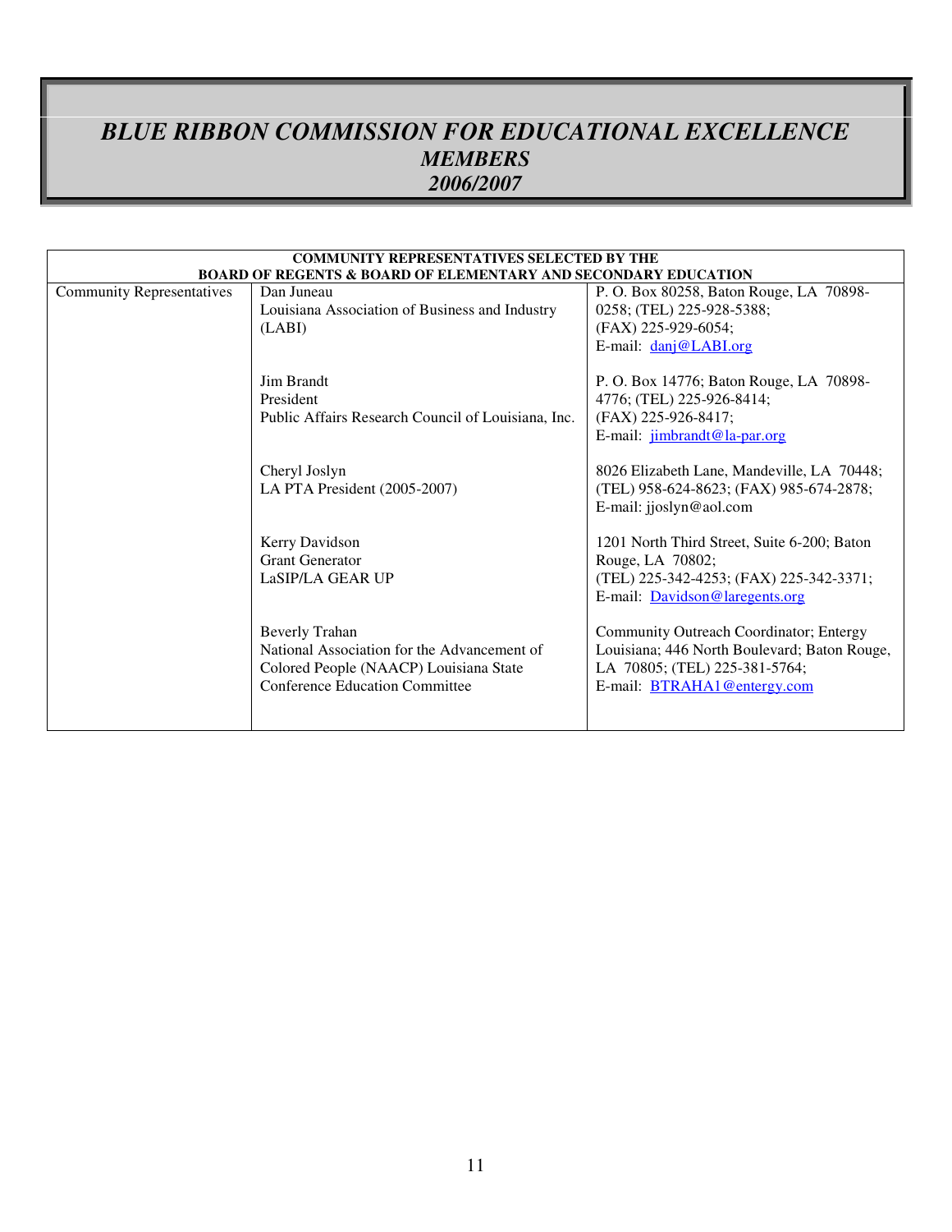# *BLUE RIBBON COMMISSION FOR EDUCATIONAL EXCELLENCE*
## *MEMBERS*
## *2006/2007*

| COMMUNITY REPRESENTATIVES SELECTED BY THE BOARD OF REGENTS & BOARD OF ELEMENTARY AND SECONDARY EDUCATION | | |
|---|---|---|
| Community Representatives | Dan Juneau<br>Louisiana Association of Business and Industry (LABI) | P. O. Box 80258, Baton Rouge, LA 70898-0258; (TEL) 225-928-5388;<br>(FAX) 225-929-6054;<br>E-mail: danj@LABI.org |
| | Jim Brandt<br>President<br>Public Affairs Research Council of Louisiana, Inc. | P. O. Box 14776; Baton Rouge, LA 70898-4776; (TEL) 225-926-8414;<br>(FAX) 225-926-8417;<br>E-mail: jimbrandt@la-par.org |
| | Cheryl Joslyn<br>LA PTA President (2005-2007) | 8026 Elizabeth Lane, Mandeville, LA 70448; (TEL) 958-624-8623; (FAX) 985-674-2878;<br>E-mail: jjoslyn@aol.com |
| | Kerry Davidson<br>Grant Generator<br>LaSIP/LA GEAR UP | 1201 North Third Street, Suite 6-200; Baton Rouge, LA 70802;<br>(TEL) 225-342-4253; (FAX) 225-342-3371;<br>E-mail: Davidson@laregents.org |
| | Beverly Trahan<br>National Association for the Advancement of Colored People (NAACP) Louisiana State Conference Education Committee | Community Outreach Coordinator; Entergy Louisiana; 446 North Boulevard; Baton Rouge, LA 70805; (TEL) 225-381-5764;<br>E-mail: BTRAHA1@entergy.com |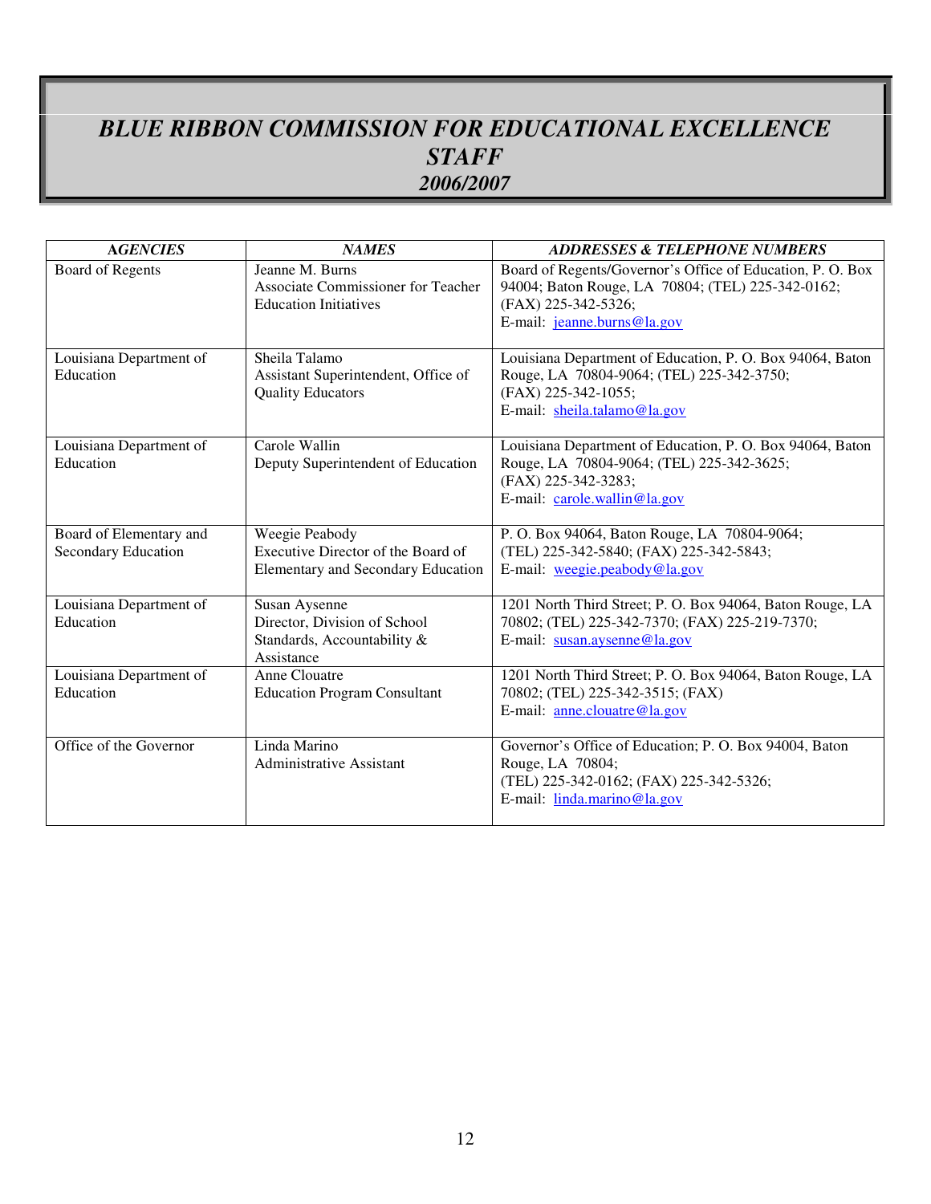# *BLUE RIBBON COMMISSION FOR EDUCATIONAL EXCELLENCE STAFF 2006/2007*

| *AGENCIES* | *NAMES* | *ADDRESSES & TELEPHONE NUMBERS* |
|---|---|---|
| Board of Regents | Jeanne M. Burns<br>Associate Commissioner for Teacher Education Initiatives | Board of Regents/Governor's Office of Education, P. O. Box 94004; Baton Rouge, LA 70804; (TEL) 225-342-0162; (FAX) 225-342-5326;<br>E-mail: jeanne.burns@la.gov |
| Louisiana Department of Education | Sheila Talamo<br>Assistant Superintendent, Office of Quality Educators | Louisiana Department of Education, P. O. Box 94064, Baton Rouge, LA 70804-9064; (TEL) 225-342-3750; (FAX) 225-342-1055;<br>E-mail: sheila.talamo@la.gov |
| Louisiana Department of Education | Carole Wallin<br>Deputy Superintendent of Education | Louisiana Department of Education, P. O. Box 94064, Baton Rouge, LA 70804-9064; (TEL) 225-342-3625; (FAX) 225-342-3283;<br>E-mail: carole.wallin@la.gov |
| Board of Elementary and Secondary Education | Weegie Peabody<br>Executive Director of the Board of Elementary and Secondary Education | P. O. Box 94064, Baton Rouge, LA 70804-9064; (TEL) 225-342-5840; (FAX) 225-342-5843;<br>E-mail: weegie.peabody@la.gov |
| Louisiana Department of Education | Susan Aysenne<br>Director, Division of School Standards, Accountability & Assistance | 1201 North Third Street; P. O. Box 94064, Baton Rouge, LA 70802; (TEL) 225-342-7370; (FAX) 225-219-7370;<br>E-mail: susan.aysenne@la.gov |
| Louisiana Department of Education | Anne Clouatre<br>Education Program Consultant | 1201 North Third Street; P. O. Box 94064, Baton Rouge, LA 70802; (TEL) 225-342-3515; (FAX)<br>E-mail: anne.clouatre@la.gov |
| Office of the Governor | Linda Marino<br>Administrative Assistant | Governor's Office of Education; P. O. Box 94004, Baton Rouge, LA 70804;<br>(TEL) 225-342-0162; (FAX) 225-342-5326;<br>E-mail: linda.marino@la.gov |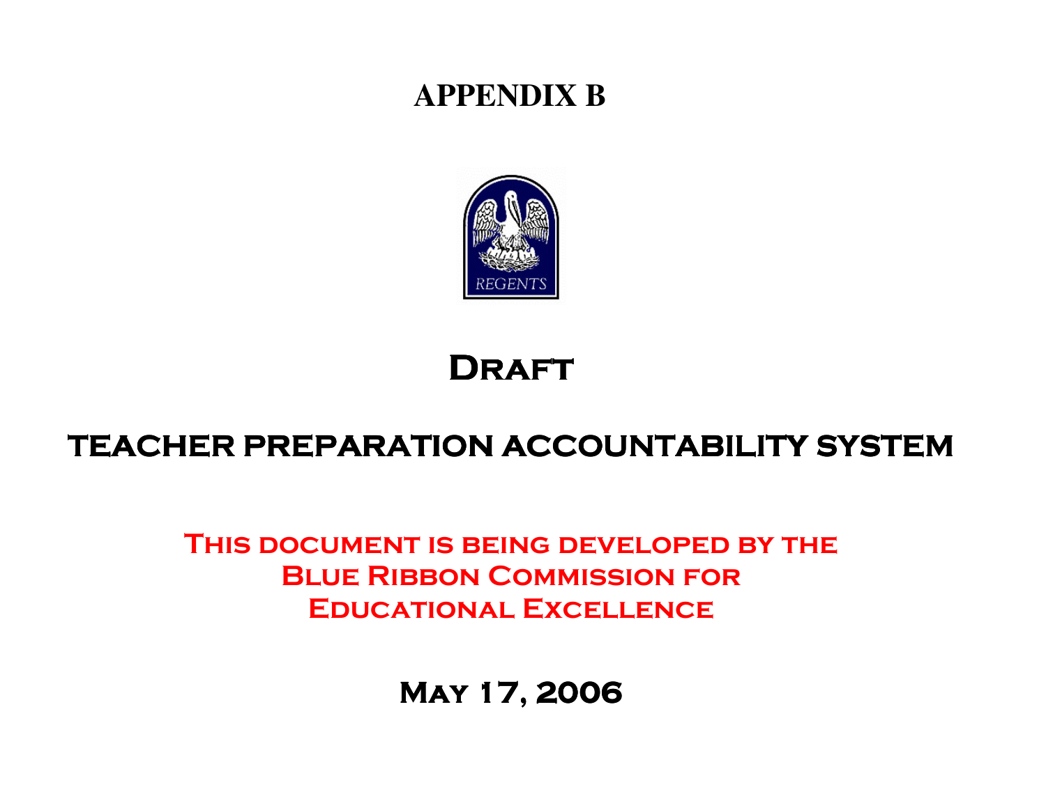# APPENDIX B

REGENTS

# Draft

# TEACHER PREPARATION ACCOUNTABILITY SYSTEM

**This document is being developed by the Blue Ribbon Commission for Educational Excellence**

**May 17, 2006**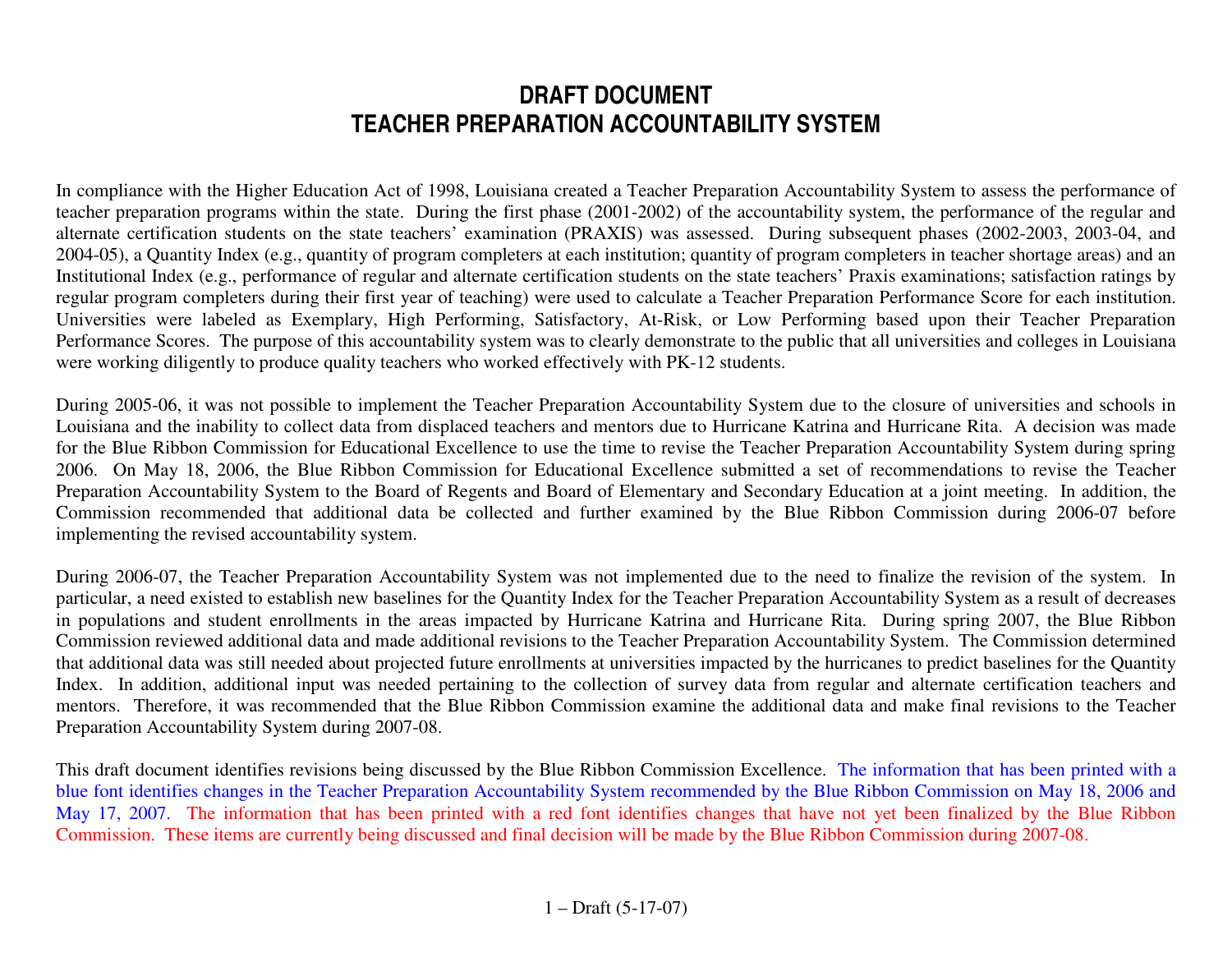# DRAFT DOCUMENT
# TEACHER PREPARATION ACCOUNTABILITY SYSTEM

In compliance with the Higher Education Act of 1998, Louisiana created a Teacher Preparation Accountability System to assess the performance of teacher preparation programs within the state. During the first phase (2001-2002) of the accountability system, the performance of the regular and alternate certification students on the state teachers' examination (PRAXIS) was assessed. During subsequent phases (2002-2003, 2003-04, and 2004-05), a Quantity Index (e.g., quantity of program completers at each institution; quantity of program completers in teacher shortage areas) and an Institutional Index (e.g., performance of regular and alternate certification students on the state teachers' Praxis examinations; satisfaction ratings by regular program completers during their first year of teaching) were used to calculate a Teacher Preparation Performance Score for each institution. Universities were labeled as Exemplary, High Performing, Satisfactory, At-Risk, or Low Performing based upon their Teacher Preparation Performance Scores. The purpose of this accountability system was to clearly demonstrate to the public that all universities and colleges in Louisiana were working diligently to produce quality teachers who worked effectively with PK-12 students.

During 2005-06, it was not possible to implement the Teacher Preparation Accountability System due to the closure of universities and schools in Louisiana and the inability to collect data from displaced teachers and mentors due to Hurricane Katrina and Hurricane Rita. A decision was made for the Blue Ribbon Commission for Educational Excellence to use the time to revise the Teacher Preparation Accountability System during spring 2006. On May 18, 2006, the Blue Ribbon Commission for Educational Excellence submitted a set of recommendations to revise the Teacher Preparation Accountability System to the Board of Regents and Board of Elementary and Secondary Education at a joint meeting. In addition, the Commission recommended that additional data be collected and further examined by the Blue Ribbon Commission during 2006-07 before implementing the revised accountability system.

During 2006-07, the Teacher Preparation Accountability System was not implemented due to the need to finalize the revision of the system. In particular, a need existed to establish new baselines for the Quantity Index for the Teacher Preparation Accountability System as a result of decreases in populations and student enrollments in the areas impacted by Hurricane Katrina and Hurricane Rita. During spring 2007, the Blue Ribbon Commission reviewed additional data and made additional revisions to the Teacher Preparation Accountability System. The Commission determined that additional data was still needed about projected future enrollments at universities impacted by the hurricanes to predict baselines for the Quantity Index. In addition, additional input was needed pertaining to the collection of survey data from regular and alternate certification teachers and mentors. Therefore, it was recommended that the Blue Ribbon Commission examine the additional data and make final revisions to the Teacher Preparation Accountability System during 2007-08.

This draft document identifies revisions being discussed by the Blue Ribbon Commission Excellence. The information that has been printed with a blue font identifies changes in the Teacher Preparation Accountability System recommended by the Blue Ribbon Commission on May 18, 2006 and May 17, 2007. The information that has been printed with a red font identifies changes that have not yet been finalized by the Blue Ribbon Commission. These items are currently being discussed and final decision will be made by the Blue Ribbon Commission during 2007-08.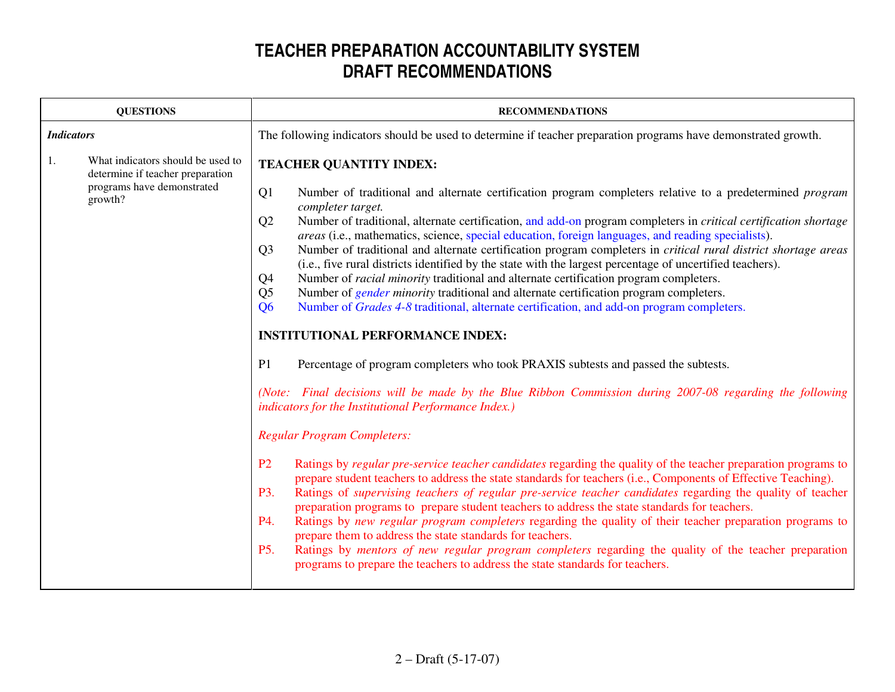# TEACHER PREPARATION ACCOUNTABILITY SYSTEM
# DRAFT RECOMMENDATIONS

| QUESTIONS | RECOMMENDATIONS |
|---|---|
| ***Indicators***<br><br>1. What indicators should be used to determine if teacher preparation programs have demonstrated growth? | The following indicators should be used to determine if teacher preparation programs have demonstrated growth.<br><br>**TEACHER QUANTITY INDEX:**<br><br>Q1 Number of traditional and alternate certification program completers relative to a predetermined *program completer target.*<br>Q2 Number of traditional, alternate certification, and add-on program completers in *critical certification shortage areas* (i.e., mathematics, science, special education, foreign languages, and reading specialists).<br>Q3 Number of traditional and alternate certification program completers in *critical rural district shortage areas* (i.e., five rural districts identified by the state with the largest percentage of uncertified teachers).<br>Q4 Number of *racial minority* traditional and alternate certification program completers.<br>Q5 Number of *gender minority* traditional and alternate certification program completers.<br>Q6 Number of *Grades 4-8* traditional, alternate certification, and add-on program completers.<br><br>**INSTITUTIONAL PERFORMANCE INDEX:**<br><br>P1 Percentage of program completers who took PRAXIS subtests and passed the subtests.<br><br>*(Note: Final decisions will be made by the Blue Ribbon Commission during 2007-08 regarding the following indicators for the Institutional Performance Index.)*<br><br>*Regular Program Completers:*<br><br>P2 Ratings by *regular pre-service teacher candidates* regarding the quality of the teacher preparation programs to prepare student teachers to address the state standards for teachers (i.e., Components of Effective Teaching).<br>P3. Ratings of *supervising teachers of regular pre-service teacher candidates* regarding the quality of teacher preparation programs to prepare student teachers to address the state standards for teachers.<br>P4. Ratings by *new regular program completers* regarding the quality of their teacher preparation programs to prepare them to address the state standards for teachers.<br>P5. Ratings by *mentors of new regular program completers* regarding the quality of the teacher preparation programs to prepare the teachers to address the state standards for teachers. |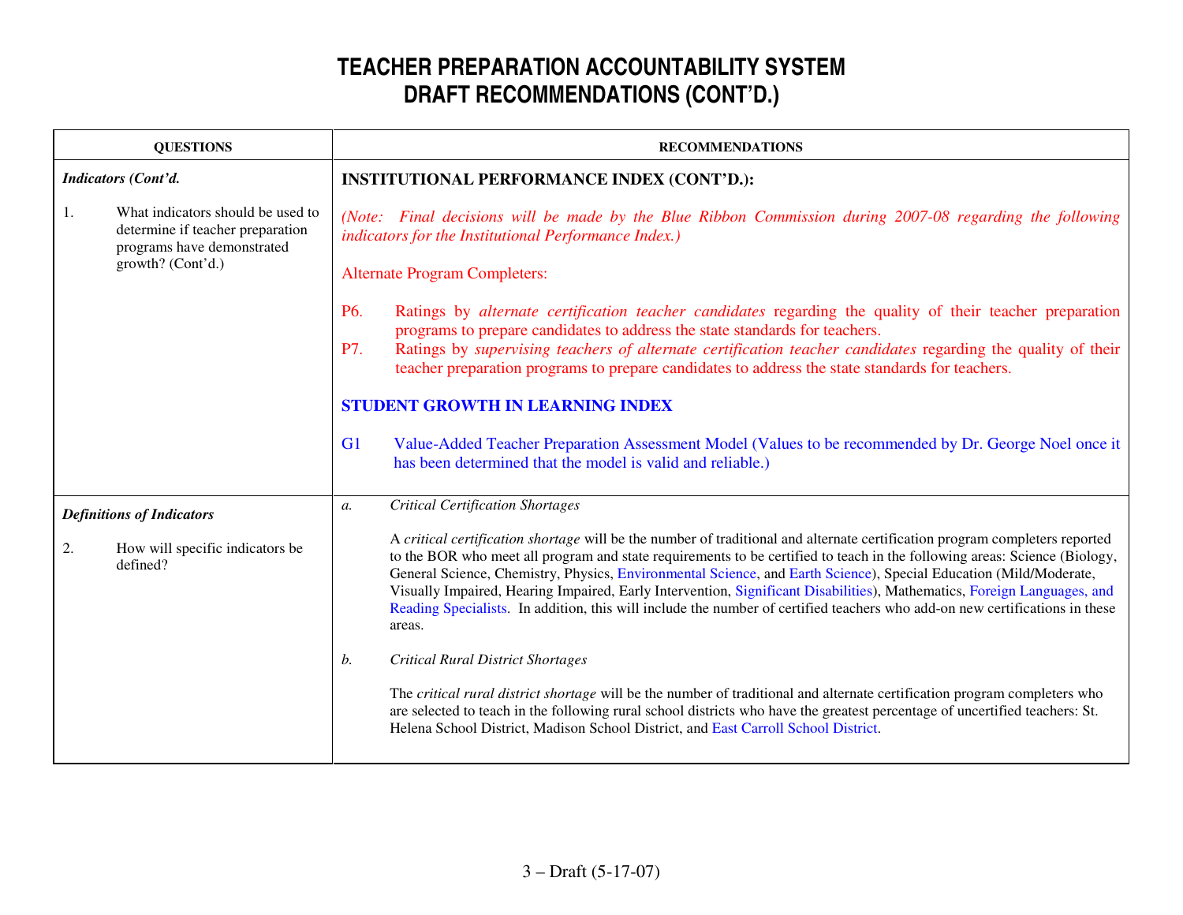# TEACHER PREPARATION ACCOUNTABILITY SYSTEM
# DRAFT RECOMMENDATIONS (CONT'D.)

| QUESTIONS | RECOMMENDATIONS |
|---|---|
| ***Indicators (Cont'd.***<br><br>1. What indicators should be used to determine if teacher preparation programs have demonstrated growth? (Cont'd.) | **INSTITUTIONAL PERFORMANCE INDEX (CONT'D.):**<br><br>*(Note: Final decisions will be made by the Blue Ribbon Commission during 2007-08 regarding the following indicators for the Institutional Performance Index.)*<br><br>Alternate Program Completers:<br><br>P6. Ratings by *alternate certification teacher candidates* regarding the quality of their teacher preparation programs to prepare candidates to address the state standards for teachers.<br>P7. Ratings by *supervising teachers of alternate certification teacher candidates* regarding the quality of their teacher preparation programs to prepare candidates to address the state standards for teachers.<br><br>**STUDENT GROWTH IN LEARNING INDEX**<br><br>G1 Value-Added Teacher Preparation Assessment Model (Values to be recommended by Dr. George Noel once it has been determined that the model is valid and reliable.) |
| ***Definitions of Indicators***<br><br>2. How will specific indicators be defined? | *a. Critical Certification Shortages*<br><br>A *critical certification shortage* will be the number of traditional and alternate certification program completers reported to the BOR who meet all program and state requirements to be certified to teach in the following areas: Science (Biology, General Science, Chemistry, Physics, Environmental Science, and Earth Science), Special Education (Mild/Moderate, Visually Impaired, Hearing Impaired, Early Intervention, Significant Disabilities), Mathematics, Foreign Languages, and Reading Specialists. In addition, this will include the number of certified teachers who add-on new certifications in these areas.<br><br>*b. Critical Rural District Shortages*<br><br>The *critical rural district shortage* will be the number of traditional and alternate certification program completers who are selected to teach in the following rural school districts who have the greatest percentage of uncertified teachers: St. Helena School District, Madison School District, and East Carroll School District. |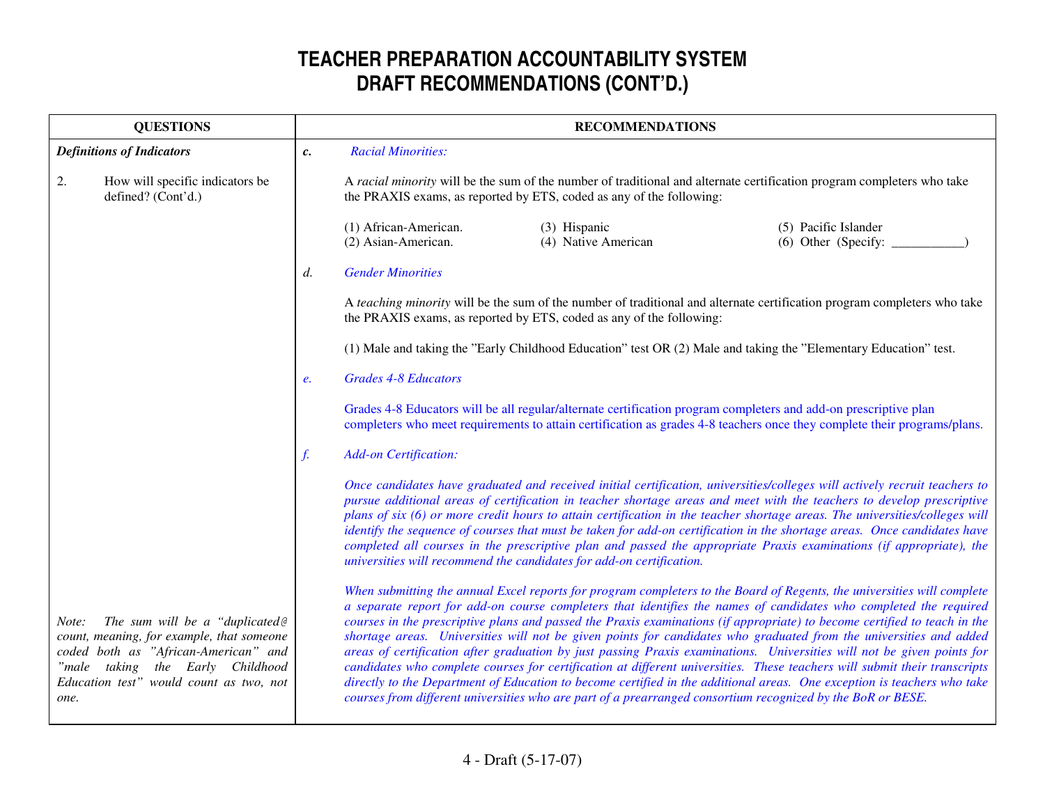# TEACHER PREPARATION ACCOUNTABILITY SYSTEM
# DRAFT RECOMMENDATIONS (CONT'D.)

| QUESTIONS | RECOMMENDATIONS |
|---|---|
| ***Definitions of Indicators***<br><br>2. How will specific indicators be defined? (Cont'd.)<br><br>*Note: The sum will be a "duplicated@ count, meaning, for example, that someone coded both as "African-American" and "male taking the Early Childhood Education test" would count as two, not one.* | ***c.*** *Racial Minorities:*<br><br>A *racial minority* will be the sum of the number of traditional and alternate certification program completers who take the PRAXIS exams, as reported by ETS, coded as any of the following:<br><br>(1) African-American. (2) Asian-American. (3) Hispanic (4) Native American (5) Pacific Islander (6) Other (Specify: ___________)<br><br>*d.* *Gender Minorities*<br><br>A *teaching minority* will be the sum of the number of traditional and alternate certification program completers who take the PRAXIS exams, as reported by ETS, coded as any of the following:<br><br>(1) Male and taking the "Early Childhood Education" test OR (2) Male and taking the "Elementary Education" test.<br><br>*e.* *Grades 4-8 Educators*<br><br>Grades 4-8 Educators will be all regular/alternate certification program completers and add-on prescriptive plan completers who meet requirements to attain certification as grades 4-8 teachers once they complete their programs/plans.<br><br>*f.* *Add-on Certification:*<br><br>*Once candidates have graduated and received initial certification, universities/colleges will actively recruit teachers to pursue additional areas of certification in teacher shortage areas and meet with the teachers to develop prescriptive plans of six (6) or more credit hours to attain certification in the teacher shortage areas. The universities/colleges will identify the sequence of courses that must be taken for add-on certification in the shortage areas. Once candidates have completed all courses in the prescriptive plan and passed the appropriate Praxis examinations (if appropriate), the universities will recommend the candidates for add-on certification.*<br><br>*When submitting the annual Excel reports for program completers to the Board of Regents, the universities will complete a separate report for add-on course completers that identifies the names of candidates who completed the required courses in the prescriptive plans and passed the Praxis examinations (if appropriate) to become certified to teach in the shortage areas. Universities will not be given points for candidates who graduated from the universities and added areas of certification after graduation by just passing Praxis examinations. Universities will not be given points for candidates who complete courses for certification at different universities. These teachers will submit their transcripts directly to the Department of Education to become certified in the additional areas. One exception is teachers who take courses from different universities who are part of a prearranged consortium recognized by the BoR or BESE.* |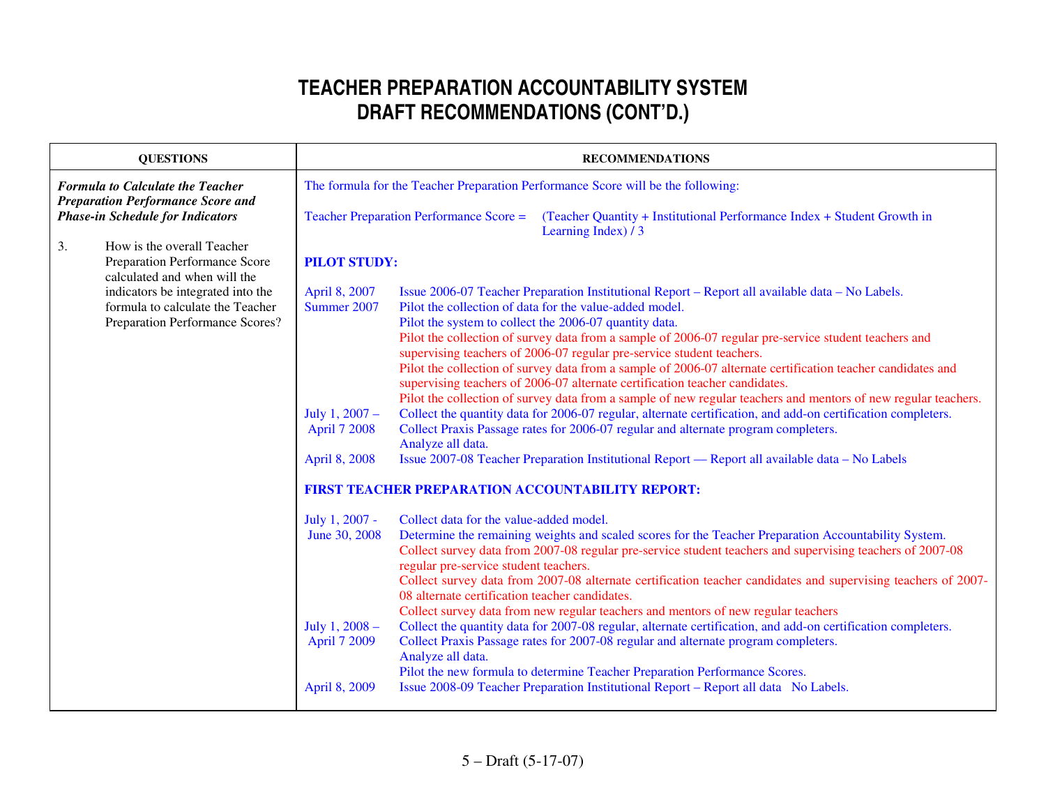# TEACHER PREPARATION ACCOUNTABILITY SYSTEM
# DRAFT RECOMMENDATIONS (CONT'D.)

| QUESTIONS | RECOMMENDATIONS |
|---|---|
| ***Formula to Calculate the Teacher Preparation Performance Score and Phase-in Schedule for Indicators*** <br><br> 3. How is the overall Teacher Preparation Performance Score calculated and when will the indicators be integrated into the formula to calculate the Teacher Preparation Performance Scores? | The formula for the Teacher Preparation Performance Score will be the following: <br><br> Teacher Preparation Performance Score = (Teacher Quantity + Institutional Performance Index + Student Growth in Learning Index) / 3 <br><br> **PILOT STUDY:** <br><br> April 8, 2007 — Issue 2006-07 Teacher Preparation Institutional Report – Report all available data – No Labels. <br> Summer 2007 — Pilot the collection of data for the value-added model. <br> Pilot the system to collect the 2006-07 quantity data. <br> Pilot the collection of survey data from a sample of 2006-07 regular pre-service student teachers and supervising teachers of 2006-07 regular pre-service student teachers. <br> Pilot the collection of survey data from a sample of 2006-07 alternate certification teacher candidates and supervising teachers of 2006-07 alternate certification teacher candidates. <br> Pilot the collection of survey data from a sample of new regular teachers and mentors of new regular teachers. <br> July 1, 2007 – April 7 2008 — Collect the quantity data for 2006-07 regular, alternate certification, and add-on certification completers. <br> Collect Praxis Passage rates for 2006-07 regular and alternate program completers. <br> Analyze all data. <br> April 8, 2008 — Issue 2007-08 Teacher Preparation Institutional Report — Report all available data – No Labels <br><br> **FIRST TEACHER PREPARATION ACCOUNTABILITY REPORT:** <br><br> July 1, 2007 - June 30, 2008 — Collect data for the value-added model. <br> Determine the remaining weights and scaled scores for the Teacher Preparation Accountability System. <br> Collect survey data from 2007-08 regular pre-service student teachers and supervising teachers of 2007-08 regular pre-service student teachers. <br> Collect survey data from 2007-08 alternate certification teacher candidates and supervising teachers of 2007-08 alternate certification teacher candidates. <br> Collect survey data from new regular teachers and mentors of new regular teachers <br> July 1, 2008 – April 7 2009 — Collect the quantity data for 2007-08 regular, alternate certification, and add-on certification completers. <br> Collect Praxis Passage rates for 2007-08 regular and alternate program completers. <br> Analyze all data. <br> Pilot the new formula to determine Teacher Preparation Performance Scores. <br> April 8, 2009 — Issue 2008-09 Teacher Preparation Institutional Report – Report all data No Labels. |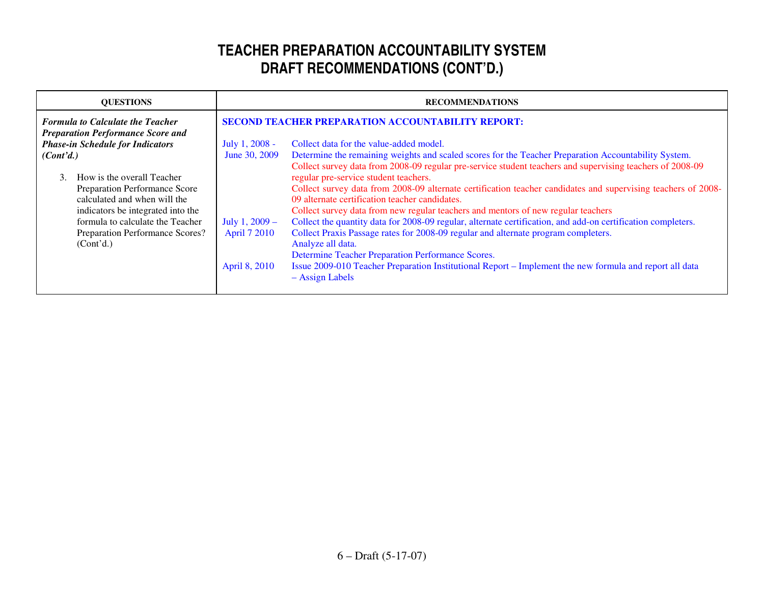# TEACHER PREPARATION ACCOUNTABILITY SYSTEM
# DRAFT RECOMMENDATIONS (CONT'D.)

| QUESTIONS | RECOMMENDATIONS | |
|---|---|---|
| ***Formula to Calculate the Teacher Preparation Performance Score and Phase-in Schedule for Indicators (Cont'd.)*** | **SECOND TEACHER PREPARATION ACCOUNTABILITY REPORT:** | |
| 3. How is the overall Teacher Preparation Performance Score calculated and when will the indicators be integrated into the formula to calculate the Teacher Preparation Performance Scores? (Cont'd.) | July 1, 2008 - June 30, 2009 | Collect data for the value-added model.<br>Determine the remaining weights and scaled scores for the Teacher Preparation Accountability System.<br>Collect survey data from 2008-09 regular pre-service student teachers and supervising teachers of 2008-09 regular pre-service student teachers.<br>Collect survey data from 2008-09 alternate certification teacher candidates and supervising teachers of 2008-09 alternate certification teacher candidates.<br>Collect survey data from new regular teachers and mentors of new regular teachers |
| | July 1, 2009 – April 7 2010 | Collect the quantity data for 2008-09 regular, alternate certification, and add-on certification completers.<br>Collect Praxis Passage rates for 2008-09 regular and alternate program completers.<br>Analyze all data.<br>Determine Teacher Preparation Performance Scores. |
| | April 8, 2010 | Issue 2009-010 Teacher Preparation Institutional Report – Implement the new formula and report all data – Assign Labels |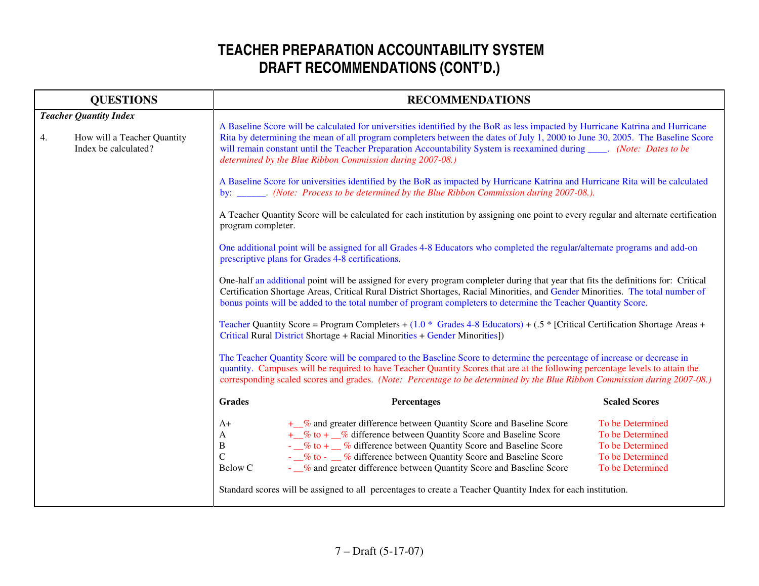# TEACHER PREPARATION ACCOUNTABILITY SYSTEM
# DRAFT RECOMMENDATIONS (CONT'D.)

| QUESTIONS | RECOMMENDATIONS |
|---|---|
| ***Teacher Quantity Index***<br><br>4. How will a Teacher Quantity Index be calculated? | A Baseline Score will be calculated for universities identified by the BoR as less impacted by Hurricane Katrina and Hurricane Rita by determining the mean of all program completers between the dates of July 1, 2000 to June 30, 2005. The Baseline Score will remain constant until the Teacher Preparation Accountability System is reexamined during ____. *(Note: Dates to be determined by the Blue Ribbon Commission during 2007-08.)*<br><br>A Baseline Score for universities identified by the BoR as impacted by Hurricane Katrina and Hurricane Rita will be calculated by: ______. *(Note: Process to be determined by the Blue Ribbon Commission during 2007-08.).*<br><br>A Teacher Quantity Score will be calculated for each institution by assigning one point to every regular and alternate certification program completer.<br><br>One additional point will be assigned for all Grades 4-8 Educators who completed the regular/alternate programs and add-on prescriptive plans for Grades 4-8 certifications.<br><br>One-half an additional point will be assigned for every program completer during that year that fits the definitions for: Critical Certification Shortage Areas, Critical Rural District Shortages, Racial Minorities, and Gender Minorities. The total number of bonus points will be added to the total number of program completers to determine the Teacher Quantity Score.<br><br>Teacher Quantity Score = Program Completers + (1.0 * Grades 4-8 Educators) + (.5 * [Critical Certification Shortage Areas + Critical Rural District Shortage + Racial Minorities + Gender Minorities])<br><br>The Teacher Quantity Score will be compared to the Baseline Score to determine the percentage of increase or decrease in quantity. Campuses will be required to have Teacher Quantity Scores that are at the following percentage levels to attain the corresponding scaled scores and grades. *(Note: Percentage to be determined by the Blue Ribbon Commission during 2007-08.)*<br><br>**Grades** / **Percentages** / **Scaled Scores**<br>A+ — +__% and greater difference between Quantity Score and Baseline Score — To be Determined<br>A — +__% to + __% difference between Quantity Score and Baseline Score — To be Determined<br>B — - __% to + __ % difference between Quantity Score and Baseline Score — To be Determined<br>C — - __% to - __ % difference between Quantity Score and Baseline Score — To be Determined<br>Below C — - __% and greater difference between Quantity Score and Baseline Score — To be Determined<br><br>Standard scores will be assigned to all percentages to create a Teacher Quantity Index for each institution. |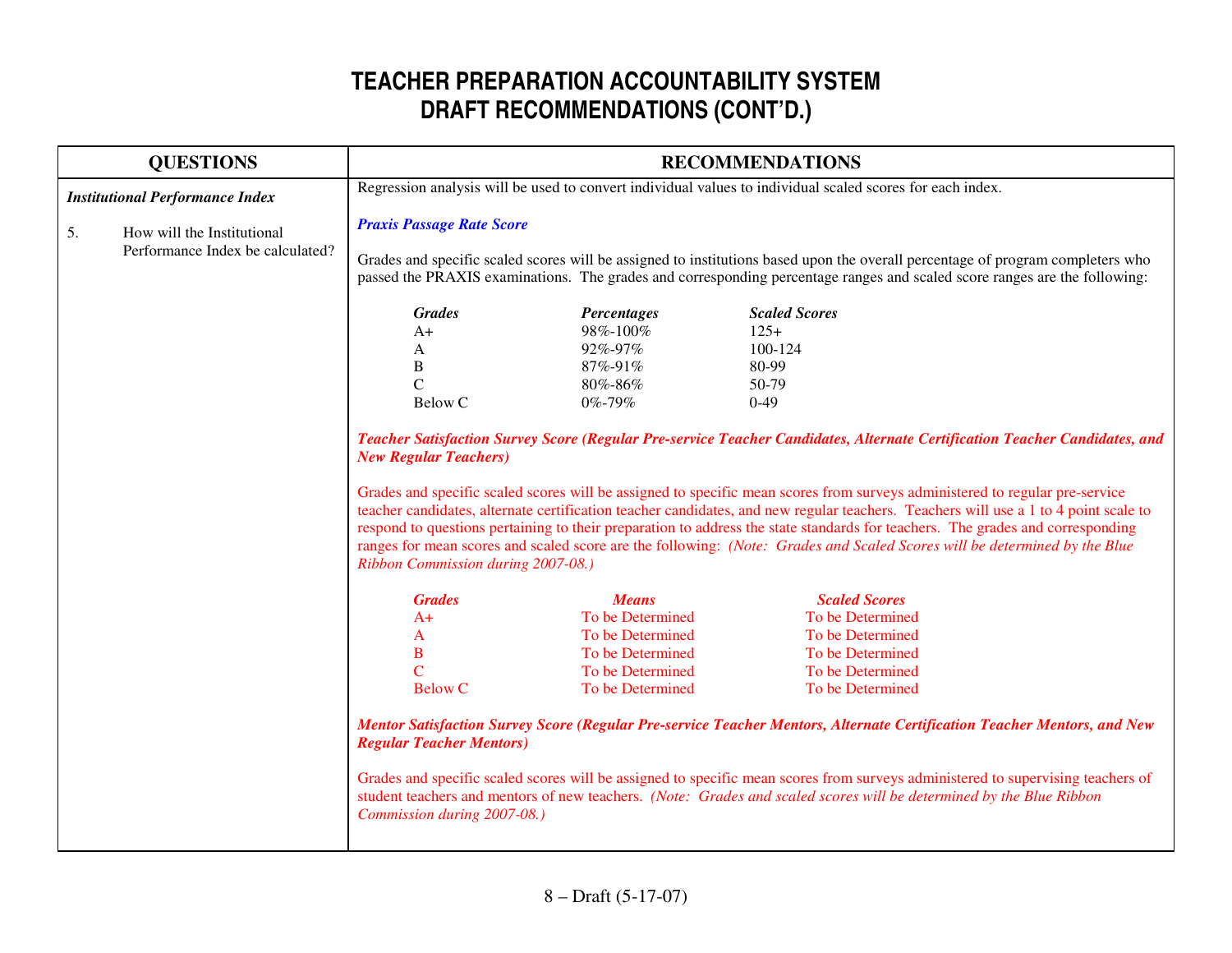# TEACHER PREPARATION ACCOUNTABILITY SYSTEM
# DRAFT RECOMMENDATIONS (CONT'D.)

| QUESTIONS | RECOMMENDATIONS |
|---|---|
| ***Institutional Performance Index***<br><br>5. How will the Institutional Performance Index be calculated? | Regression analysis will be used to convert individual values to individual scaled scores for each index.<br><br>***Praxis Passage Rate Score***<br><br>Grades and specific scaled scores will be assigned to institutions based upon the overall percentage of program completers who passed the PRAXIS examinations. The grades and corresponding percentage ranges and scaled score ranges are the following:<br><br>***Grades*** / ***Percentages*** / ***Scaled Scores***<br>A+ / 98%-100% / 125+<br>A / 92%-97% / 100-124<br>B / 87%-91% / 80-99<br>C / 80%-86% / 50-79<br>Below C / 0%-79% / 0-49<br><br>***Teacher Satisfaction Survey Score (Regular Pre-service Teacher Candidates, Alternate Certification Teacher Candidates, and New Regular Teachers)***<br><br>Grades and specific scaled scores will be assigned to specific mean scores from surveys administered to regular pre-service teacher candidates, alternate certification teacher candidates, and new regular teachers. Teachers will use a 1 to 4 point scale to respond to questions pertaining to their preparation to address the state standards for teachers. The grades and corresponding ranges for mean scores and scaled score are the following: *(Note: Grades and Scaled Scores will be determined by the Blue Ribbon Commission during 2007-08.)*<br><br>***Grades*** / ***Means*** / ***Scaled Scores***<br>A+ / To be Determined / To be Determined<br>A / To be Determined / To be Determined<br>B / To be Determined / To be Determined<br>C / To be Determined / To be Determined<br>Below C / To be Determined / To be Determined<br><br>***Mentor Satisfaction Survey Score (Regular Pre-service Teacher Mentors, Alternate Certification Teacher Mentors, and New Regular Teacher Mentors)***<br><br>Grades and specific scaled scores will be assigned to specific mean scores from surveys administered to supervising teachers of student teachers and mentors of new teachers. *(Note: Grades and scaled scores will be determined by the Blue Ribbon Commission during 2007-08.)* |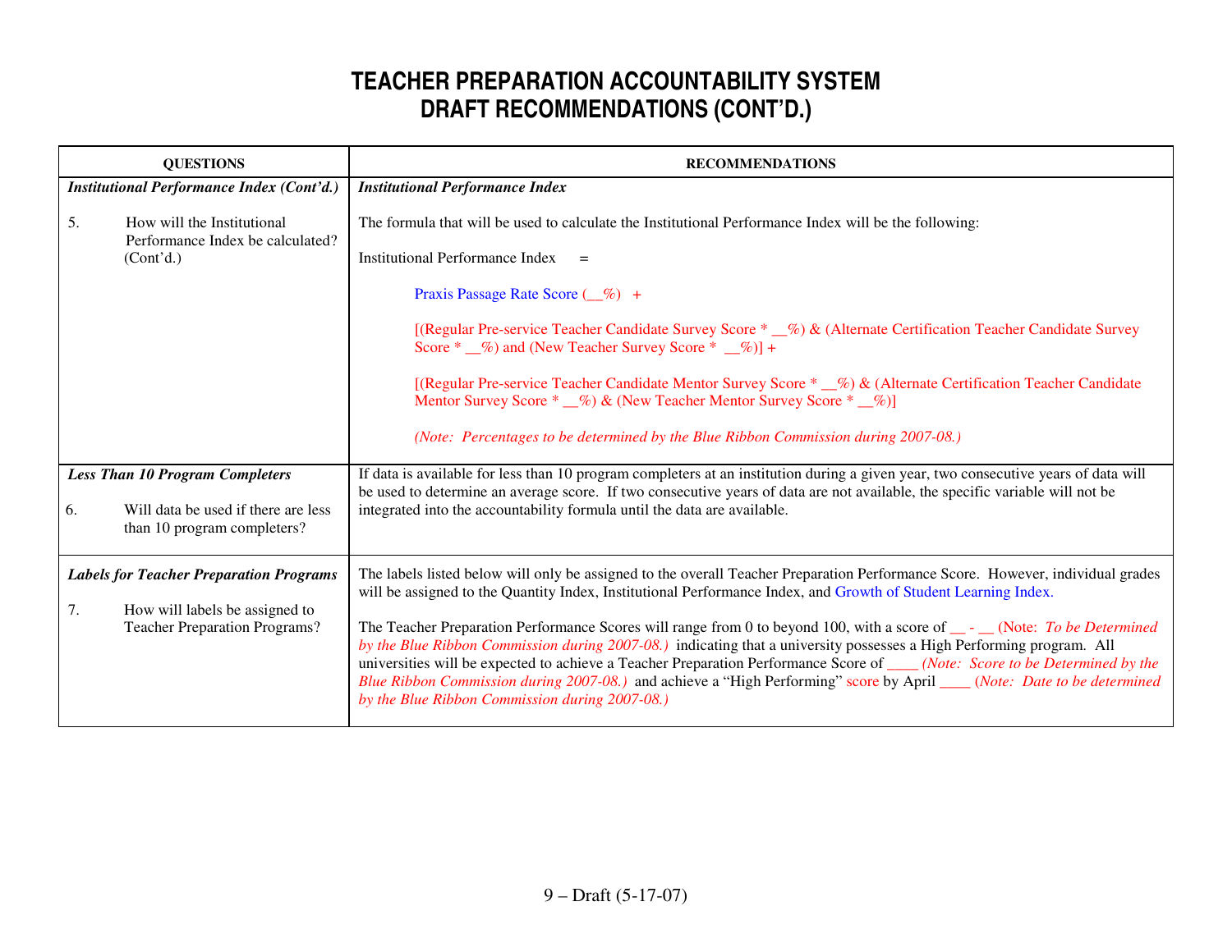# TEACHER PREPARATION ACCOUNTABILITY SYSTEM
# DRAFT RECOMMENDATIONS (CONT'D.)

| QUESTIONS | RECOMMENDATIONS |
|---|---|
| ***Institutional Performance Index (Cont'd.)***<br><br>5. How will the Institutional Performance Index be calculated? (Cont'd.) | ***Institutional Performance Index***<br><br>The formula that will be used to calculate the Institutional Performance Index will be the following:<br><br>Institutional Performance Index =<br><br>Praxis Passage Rate Score (__%) +<br><br>[(Regular Pre-service Teacher Candidate Survey Score * __%) & (Alternate Certification Teacher Candidate Survey Score * __%) and (New Teacher Survey Score * __%)] +<br><br>[(Regular Pre-service Teacher Candidate Mentor Survey Score * __%) & (Alternate Certification Teacher Candidate Mentor Survey Score * __%) & (New Teacher Mentor Survey Score * __%)]<br><br>*(Note: Percentages to be determined by the Blue Ribbon Commission during 2007-08.)* |
| ***Less Than 10 Program Completers***<br><br>6. Will data be used if there are less than 10 program completers? | If data is available for less than 10 program completers at an institution during a given year, two consecutive years of data will be used to determine an average score. If two consecutive years of data are not available, the specific variable will not be integrated into the accountability formula until the data are available. |
| ***Labels for Teacher Preparation Programs***<br><br>7. How will labels be assigned to Teacher Preparation Programs? | The labels listed below will only be assigned to the overall Teacher Preparation Performance Score. However, individual grades will be assigned to the Quantity Index, Institutional Performance Index, and Growth of Student Learning Index.<br><br>The Teacher Preparation Performance Scores will range from 0 to beyond 100, with a score of __ - __ (Note: *To be Determined by the Blue Ribbon Commission during 2007-08.)* indicating that a university possesses a High Performing program. All universities will be expected to achieve a Teacher Preparation Performance Score of ____ *(Note: Score to be Determined by the Blue Ribbon Commission during 2007-08.)* and achieve a "High Performing" score by April ____ (*Note: Date to be determined by the Blue Ribbon Commission during 2007-08.)* |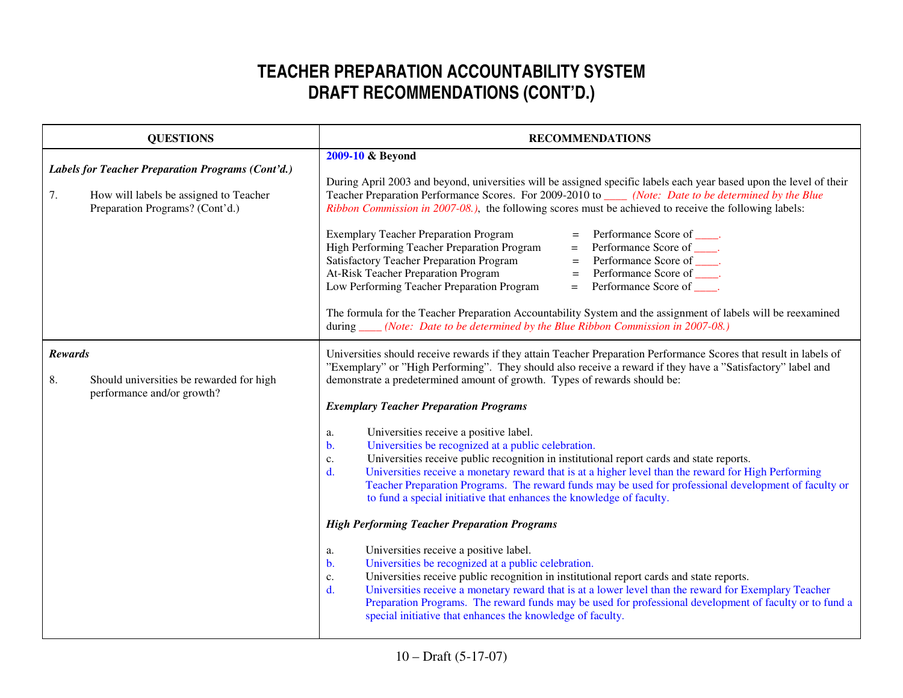# TEACHER PREPARATION ACCOUNTABILITY SYSTEM
# DRAFT RECOMMENDATIONS (CONT'D.)

| QUESTIONS | RECOMMENDATIONS |
|---|---|
| ***Labels for Teacher Preparation Programs (Cont'd.)***<br><br>7. How will labels be assigned to Teacher Preparation Programs? (Cont'd.) | **2009-10 & Beyond**<br><br>During April 2003 and beyond, universities will be assigned specific labels each year based upon the level of their Teacher Preparation Performance Scores. For 2009-2010 to ____ *(Note: Date to be determined by the Blue Ribbon Commission in 2007-08.)*, the following scores must be achieved to receive the following labels:<br><br>Exemplary Teacher Preparation Program = Performance Score of ____.<br>High Performing Teacher Preparation Program = Performance Score of ____.<br>Satisfactory Teacher Preparation Program = Performance Score of ____.<br>At-Risk Teacher Preparation Program = Performance Score of ____.<br>Low Performing Teacher Preparation Program = Performance Score of ____.<br><br>The formula for the Teacher Preparation Accountability System and the assignment of labels will be reexamined during ____ *(Note: Date to be determined by the Blue Ribbon Commission in 2007-08.)* |
| ***Rewards***<br><br>8. Should universities be rewarded for high performance and/or growth? | Universities should receive rewards if they attain Teacher Preparation Performance Scores that result in labels of "Exemplary" or "High Performing". They should also receive a reward if they have a "Satisfactory" label and demonstrate a predetermined amount of growth. Types of rewards should be:<br><br>***Exemplary Teacher Preparation Programs***<br><br>a. Universities receive a positive label.<br>b. Universities be recognized at a public celebration.<br>c. Universities receive public recognition in institutional report cards and state reports.<br>d. Universities receive a monetary reward that is at a higher level than the reward for High Performing Teacher Preparation Programs. The reward funds may be used for professional development of faculty or to fund a special initiative that enhances the knowledge of faculty.<br><br>***High Performing Teacher Preparation Programs***<br><br>a. Universities receive a positive label.<br>b. Universities be recognized at a public celebration.<br>c. Universities receive public recognition in institutional report cards and state reports.<br>d. Universities receive a monetary reward that is at a lower level than the reward for Exemplary Teacher Preparation Programs. The reward funds may be used for professional development of faculty or to fund a special initiative that enhances the knowledge of faculty. |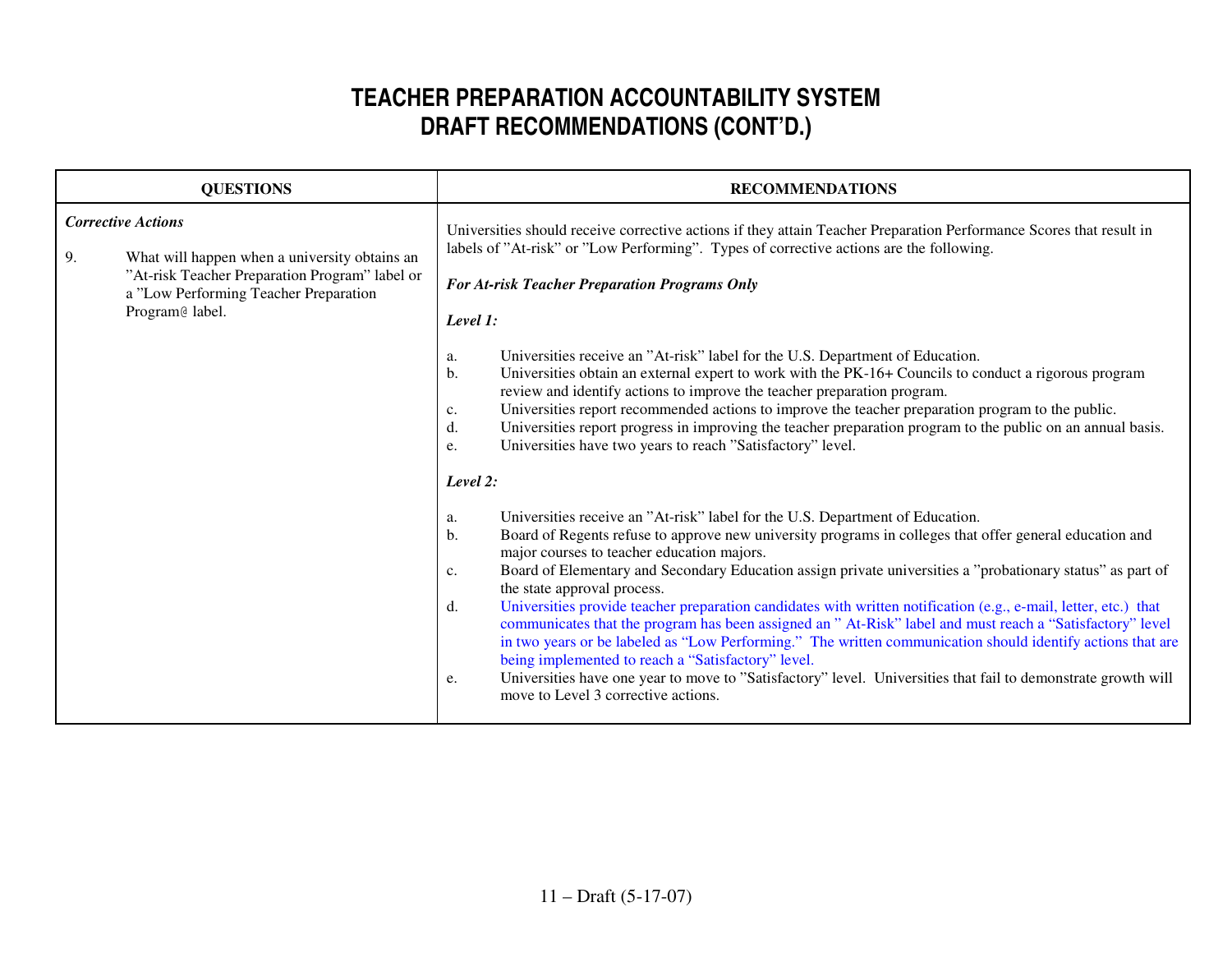# TEACHER PREPARATION ACCOUNTABILITY SYSTEM
# DRAFT RECOMMENDATIONS (CONT'D.)

| QUESTIONS | RECOMMENDATIONS |
|---|---|
| ***Corrective Actions***<br><br>9. What will happen when a university obtains an "At-risk Teacher Preparation Program" label or a "Low Performing Teacher Preparation Program@ label. | Universities should receive corrective actions if they attain Teacher Preparation Performance Scores that result in labels of "At-risk" or "Low Performing". Types of corrective actions are the following.<br><br>***For At-risk Teacher Preparation Programs Only***<br><br>***Level 1:***<br><br>a. Universities receive an "At-risk" label for the U.S. Department of Education.<br>b. Universities obtain an external expert to work with the PK-16+ Councils to conduct a rigorous program review and identify actions to improve the teacher preparation program.<br>c. Universities report recommended actions to improve the teacher preparation program to the public.<br>d. Universities report progress in improving the teacher preparation program to the public on an annual basis.<br>e. Universities have two years to reach "Satisfactory" level.<br><br>***Level 2:***<br><br>a. Universities receive an "At-risk" label for the U.S. Department of Education.<br>b. Board of Regents refuse to approve new university programs in colleges that offer general education and major courses to teacher education majors.<br>c. Board of Elementary and Secondary Education assign private universities a "probationary status" as part of the state approval process.<br>d. Universities provide teacher preparation candidates with written notification (e.g., e-mail, letter, etc.) that communicates that the program has been assigned an " At-Risk" label and must reach a "Satisfactory" level in two years or be labeled as "Low Performing." The written communication should identify actions that are being implemented to reach a "Satisfactory" level.<br>e. Universities have one year to move to "Satisfactory" level. Universities that fail to demonstrate growth will move to Level 3 corrective actions. |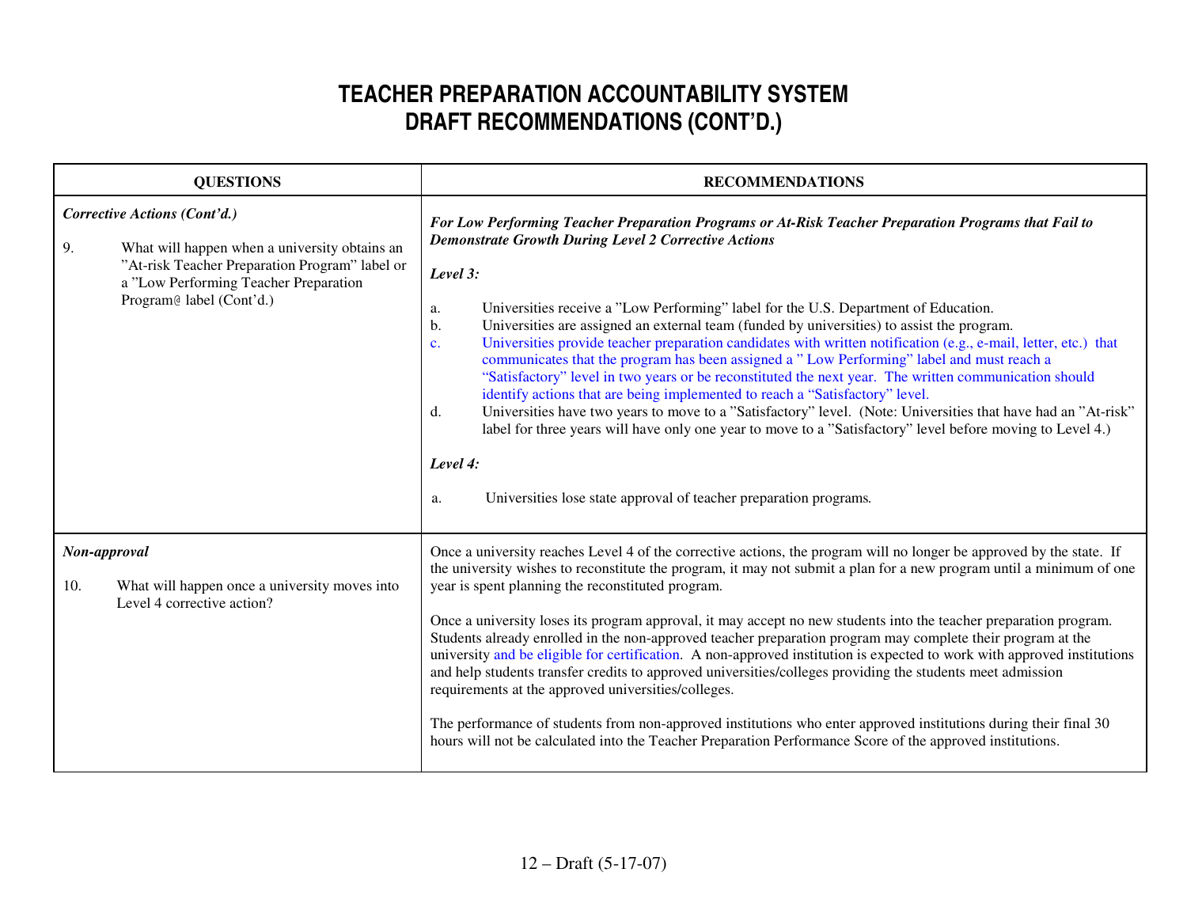# TEACHER PREPARATION ACCOUNTABILITY SYSTEM
# DRAFT RECOMMENDATIONS (CONT'D.)

| QUESTIONS | RECOMMENDATIONS |
|---|---|
| ***Corrective Actions (Cont'd.)***<br><br>9. What will happen when a university obtains an "At-risk Teacher Preparation Program" label or a "Low Performing Teacher Preparation Program@ label (Cont'd.) | ***For Low Performing Teacher Preparation Programs or At-Risk Teacher Preparation Programs that Fail to Demonstrate Growth During Level 2 Corrective Actions***<br><br>***Level 3:***<br><br>a. Universities receive a "Low Performing" label for the U.S. Department of Education.<br>b. Universities are assigned an external team (funded by universities) to assist the program.<br>c. Universities provide teacher preparation candidates with written notification (e.g., e-mail, letter, etc.) that communicates that the program has been assigned a " Low Performing" label and must reach a "Satisfactory" level in two years or be reconstituted the next year. The written communication should identify actions that are being implemented to reach a "Satisfactory" level.<br>d. Universities have two years to move to a "Satisfactory" level. (Note: Universities that have had an "At-risk" label for three years will have only one year to move to a "Satisfactory" level before moving to Level 4.)<br><br>***Level 4:***<br><br>a. Universities lose state approval of teacher preparation programs. |
| ***Non-approval***<br><br>10. What will happen once a university moves into Level 4 corrective action? | Once a university reaches Level 4 of the corrective actions, the program will no longer be approved by the state. If the university wishes to reconstitute the program, it may not submit a plan for a new program until a minimum of one year is spent planning the reconstituted program.<br><br>Once a university loses its program approval, it may accept no new students into the teacher preparation program. Students already enrolled in the non-approved teacher preparation program may complete their program at the university and be eligible for certification. A non-approved institution is expected to work with approved institutions and help students transfer credits to approved universities/colleges providing the students meet admission requirements at the approved universities/colleges.<br><br>The performance of students from non-approved institutions who enter approved institutions during their final 30 hours will not be calculated into the Teacher Preparation Performance Score of the approved institutions. |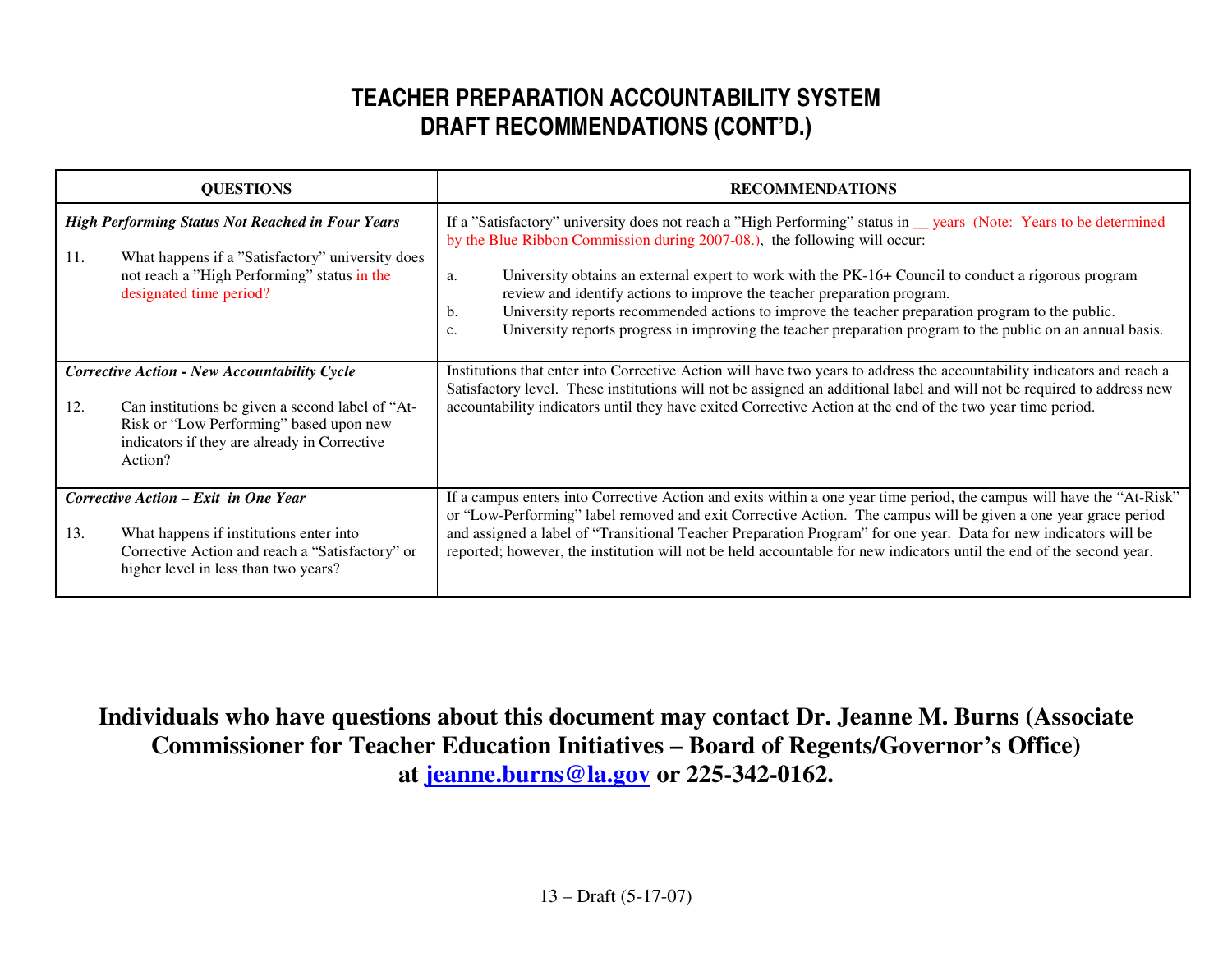# TEACHER PREPARATION ACCOUNTABILITY SYSTEM
# DRAFT RECOMMENDATIONS (CONT'D.)

| QUESTIONS | RECOMMENDATIONS |
|---|---|
| ***High Performing Status Not Reached in Four Years***<br><br>11. What happens if a "Satisfactory" university does not reach a "High Performing" status in the designated time period? | If a "Satisfactory" university does not reach a "High Performing" status in __ years (Note: Years to be determined by the Blue Ribbon Commission during 2007-08.), the following will occur:<br><br>a. University obtains an external expert to work with the PK-16+ Council to conduct a rigorous program review and identify actions to improve the teacher preparation program.<br>b. University reports recommended actions to improve the teacher preparation program to the public.<br>c. University reports progress in improving the teacher preparation program to the public on an annual basis. |
| ***Corrective Action - New Accountability Cycle***<br><br>12. Can institutions be given a second label of "At-Risk or "Low Performing" based upon new indicators if they are already in Corrective Action? | Institutions that enter into Corrective Action will have two years to address the accountability indicators and reach a Satisfactory level. These institutions will not be assigned an additional label and will not be required to address new accountability indicators until they have exited Corrective Action at the end of the two year time period. |
| ***Corrective Action – Exit in One Year***<br><br>13. What happens if institutions enter into Corrective Action and reach a "Satisfactory" or higher level in less than two years? | If a campus enters into Corrective Action and exits within a one year time period, the campus will have the "At-Risk" or "Low-Performing" label removed and exit Corrective Action. The campus will be given a one year grace period and assigned a label of "Transitional Teacher Preparation Program" for one year. Data for new indicators will be reported; however, the institution will not be held accountable for new indicators until the end of the second year. |

**Individuals who have questions about this document may contact Dr. Jeanne M. Burns (Associate Commissioner for Teacher Education Initiatives – Board of Regents/Governor's Office) at [jeanne.burns@la.gov](mailto:jeanne.burns@la.gov) or 225-342-0162.**